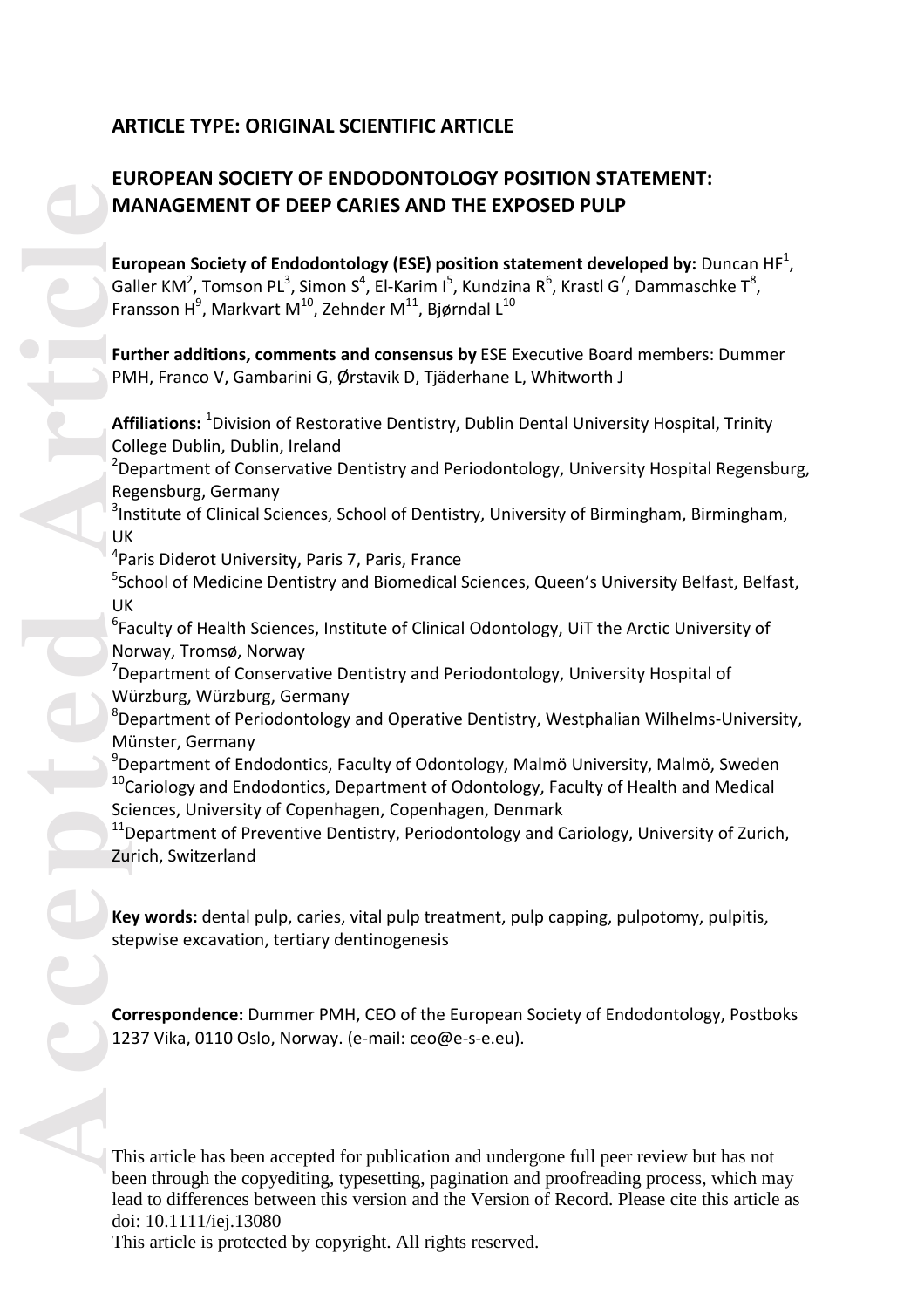**ARTICLE TYPE: ORIGINAL SCIENTIFIC ARTICLE**

# EUROPEAN SOCIETY OF ENDODONTOLOGY POSITION STATEMENT: MANAGEMENT OF DEEP CARIES AND THE EXPOSED PULP

**European Society of Endodontology (ESE) position statement developed by:** Duncan HF[1], Galler KM[2], Tomson PL[3], Simon S[4], El-Karim I[5], Kundzina R[6], Krastl G[7], Dammaschke T[8], Fransson H[9], Markvart M[10], Zehnder M[11], Bjørndal L[10]

**Further additions, comments and consensus by** ESE Executive Board members: Dummer PMH, Franco V, Gambarini G, Ørstavik D, Tjäderhane L, Whitworth J

**Affiliations:** [1]Division of Restorative Dentistry, Dublin Dental University Hospital, Trinity College Dublin, Dublin, Ireland
[2]Department of Conservative Dentistry and Periodontology, University Hospital Regensburg, Regensburg, Germany
[3]Institute of Clinical Sciences, School of Dentistry, University of Birmingham, Birmingham, UK
[4]Paris Diderot University, Paris 7, Paris, France
[5]School of Medicine Dentistry and Biomedical Sciences, Queen's University Belfast, Belfast, UK
[6]Faculty of Health Sciences, Institute of Clinical Odontology, UiT the Arctic University of Norway, Tromsø, Norway
[7]Department of Conservative Dentistry and Periodontology, University Hospital of Würzburg, Würzburg, Germany
[8]Department of Periodontology and Operative Dentistry, Westphalian Wilhelms-University, Münster, Germany
[9]Department of Endodontics, Faculty of Odontology, Malmö University, Malmö, Sweden
[10]Cariology and Endodontics, Department of Odontology, Faculty of Health and Medical Sciences, University of Copenhagen, Copenhagen, Denmark
[11]Department of Preventive Dentistry, Periodontology and Cariology, University of Zurich, Zurich, Switzerland

**Key words:** dental pulp, caries, vital pulp treatment, pulp capping, pulpotomy, pulpitis, stepwise excavation, tertiary dentinogenesis

**Correspondence:** Dummer PMH, CEO of the European Society of Endodontology, Postboks 1237 Vika, 0110 Oslo, Norway. (e-mail: ceo@e-s-e.eu).

This article has been accepted for publication and undergone full peer review but has not been through the copyediting, typesetting, pagination and proofreading process, which may lead to differences between this version and the Version of Record. Please cite this article as doi: 10.1111/iej.13080

This article is protected by copyright. All rights reserved.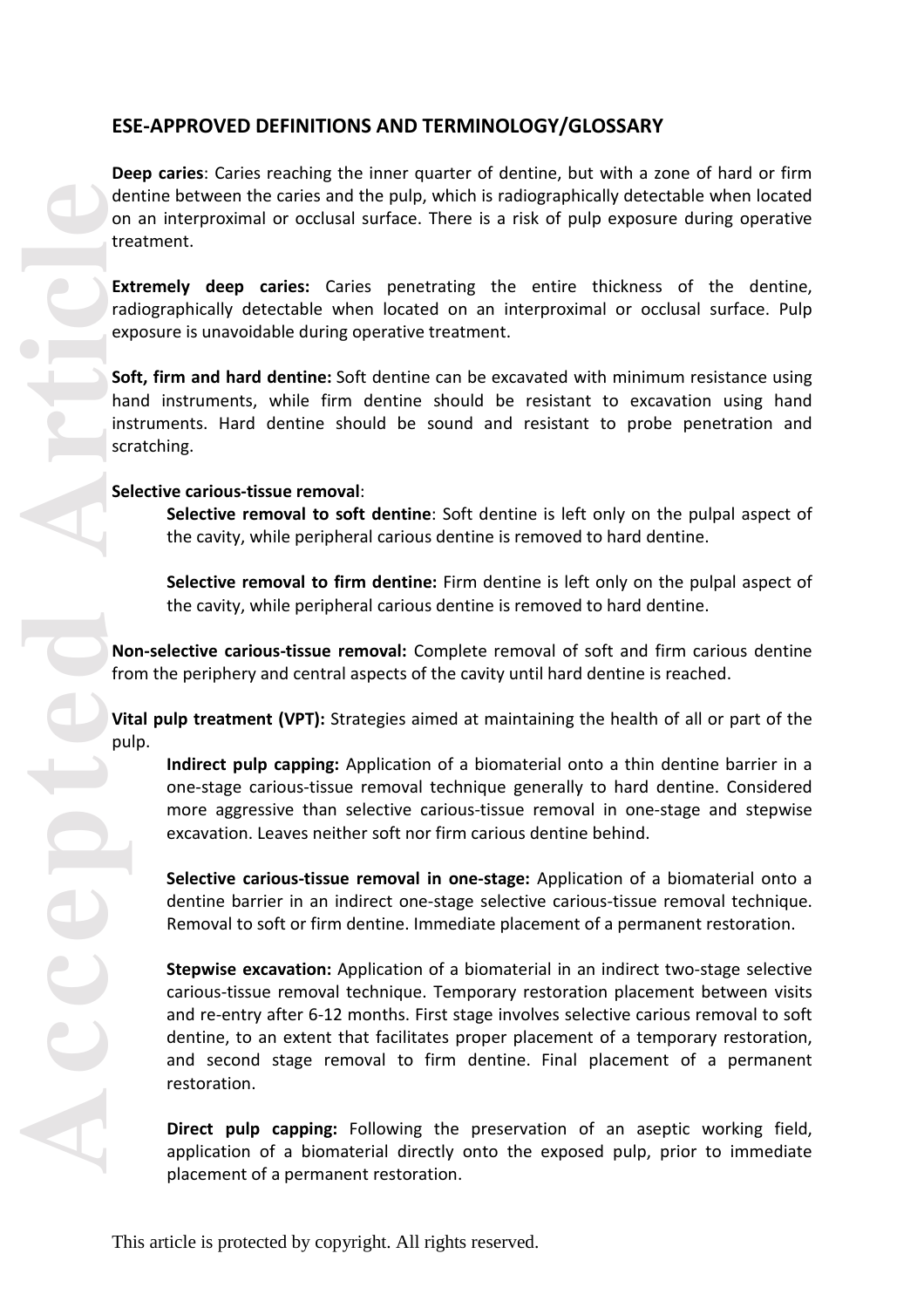## ESE-APPROVED DEFINITIONS AND TERMINOLOGY/GLOSSARY

**Deep caries**: Caries reaching the inner quarter of dentine, but with a zone of hard or firm dentine between the caries and the pulp, which is radiographically detectable when located on an interproximal or occlusal surface. There is a risk of pulp exposure during operative treatment.

**Extremely deep caries:** Caries penetrating the entire thickness of the dentine, radiographically detectable when located on an interproximal or occlusal surface. Pulp exposure is unavoidable during operative treatment.

**Soft, firm and hard dentine:** Soft dentine can be excavated with minimum resistance using hand instruments, while firm dentine should be resistant to excavation using hand instruments. Hard dentine should be sound and resistant to probe penetration and scratching.

**Selective carious-tissue removal**:

> **Selective removal to soft dentine**: Soft dentine is left only on the pulpal aspect of the cavity, while peripheral carious dentine is removed to hard dentine.
>
> **Selective removal to firm dentine:** Firm dentine is left only on the pulpal aspect of the cavity, while peripheral carious dentine is removed to hard dentine.

**Non-selective carious-tissue removal:** Complete removal of soft and firm carious dentine from the periphery and central aspects of the cavity until hard dentine is reached.

**Vital pulp treatment (VPT):** Strategies aimed at maintaining the health of all or part of the pulp.

> **Indirect pulp capping:** Application of a biomaterial onto a thin dentine barrier in a one-stage carious-tissue removal technique generally to hard dentine. Considered more aggressive than selective carious-tissue removal in one-stage and stepwise excavation. Leaves neither soft nor firm carious dentine behind.
>
> **Selective carious-tissue removal in one-stage:** Application of a biomaterial onto a dentine barrier in an indirect one-stage selective carious-tissue removal technique. Removal to soft or firm dentine. Immediate placement of a permanent restoration.
>
> **Stepwise excavation:** Application of a biomaterial in an indirect two-stage selective carious-tissue removal technique. Temporary restoration placement between visits and re-entry after 6-12 months. First stage involves selective carious removal to soft dentine, to an extent that facilitates proper placement of a temporary restoration, and second stage removal to firm dentine. Final placement of a permanent restoration.
>
> **Direct pulp capping:** Following the preservation of an aseptic working field, application of a biomaterial directly onto the exposed pulp, prior to immediate placement of a permanent restoration.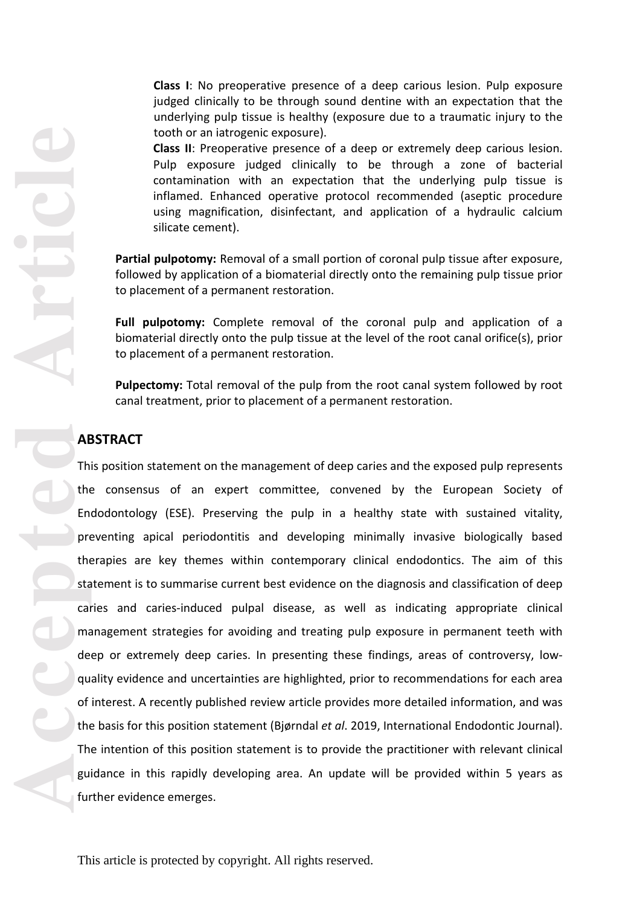**Class I**: No preoperative presence of a deep carious lesion. Pulp exposure judged clinically to be through sound dentine with an expectation that the underlying pulp tissue is healthy (exposure due to a traumatic injury to the tooth or an iatrogenic exposure).

**Class II**: Preoperative presence of a deep or extremely deep carious lesion. Pulp exposure judged clinically to be through a zone of bacterial contamination with an expectation that the underlying pulp tissue is inflamed. Enhanced operative protocol recommended (aseptic procedure using magnification, disinfectant, and application of a hydraulic calcium silicate cement).

**Partial pulpotomy:** Removal of a small portion of coronal pulp tissue after exposure, followed by application of a biomaterial directly onto the remaining pulp tissue prior to placement of a permanent restoration.

**Full pulpotomy:** Complete removal of the coronal pulp and application of a biomaterial directly onto the pulp tissue at the level of the root canal orifice(s), prior to placement of a permanent restoration.

**Pulpectomy:** Total removal of the pulp from the root canal system followed by root canal treatment, prior to placement of a permanent restoration.

## ABSTRACT

This position statement on the management of deep caries and the exposed pulp represents the consensus of an expert committee, convened by the European Society of Endodontology (ESE). Preserving the pulp in a healthy state with sustained vitality, preventing apical periodontitis and developing minimally invasive biologically based therapies are key themes within contemporary clinical endodontics. The aim of this statement is to summarise current best evidence on the diagnosis and classification of deep caries and caries-induced pulpal disease, as well as indicating appropriate clinical management strategies for avoiding and treating pulp exposure in permanent teeth with deep or extremely deep caries. In presenting these findings, areas of controversy, low-quality evidence and uncertainties are highlighted, prior to recommendations for each area of interest. A recently published review article provides more detailed information, and was the basis for this position statement (Bjørndal *et al*. 2019, International Endodontic Journal). The intention of this position statement is to provide the practitioner with relevant clinical guidance in this rapidly developing area. An update will be provided within 5 years as further evidence emerges.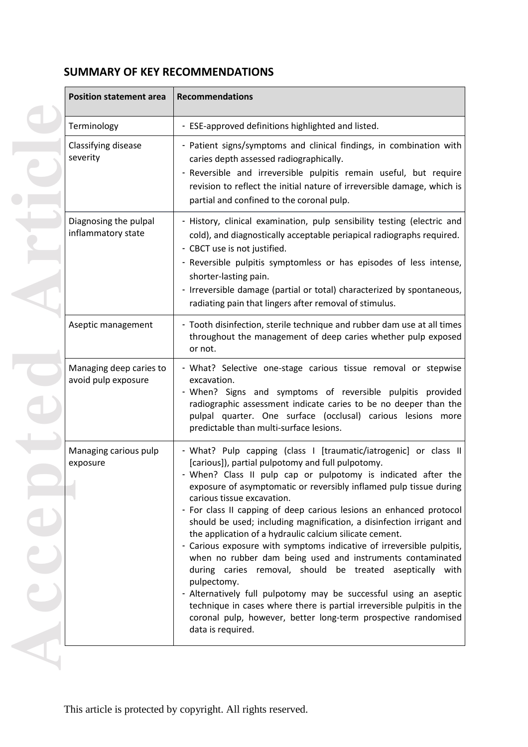## SUMMARY OF KEY RECOMMENDATIONS

| Position statement area | Recommendations |
|---|---|
| Terminology | - ESE-approved definitions highlighted and listed. |
| Classifying disease severity | - Patient signs/symptoms and clinical findings, in combination with caries depth assessed radiographically.<br>- Reversible and irreversible pulpitis remain useful, but require revision to reflect the initial nature of irreversible damage, which is partial and confined to the coronal pulp. |
| Diagnosing the pulpal inflammatory state | - History, clinical examination, pulp sensibility testing (electric and cold), and diagnostically acceptable periapical radiographs required.<br>- CBCT use is not justified.<br>- Reversible pulpitis symptomless or has episodes of less intense, shorter-lasting pain.<br>- Irreversible damage (partial or total) characterized by spontaneous, radiating pain that lingers after removal of stimulus. |
| Aseptic management | - Tooth disinfection, sterile technique and rubber dam use at all times throughout the management of deep caries whether pulp exposed or not. |
| Managing deep caries to avoid pulp exposure | - What? Selective one-stage carious tissue removal or stepwise excavation.<br>- When? Signs and symptoms of reversible pulpitis provided radiographic assessment indicate caries to be no deeper than the pulpal quarter. One surface (occlusal) carious lesions more predictable than multi-surface lesions. |
| Managing carious pulp exposure | - What? Pulp capping (class I [traumatic/iatrogenic] or class II [carious]), partial pulpotomy and full pulpotomy.<br>- When? Class II pulp cap or pulpotomy is indicated after the exposure of asymptomatic or reversibly inflamed pulp tissue during carious tissue excavation.<br>- For class II capping of deep carious lesions an enhanced protocol should be used; including magnification, a disinfection irrigant and the application of a hydraulic calcium silicate cement.<br>- Carious exposure with symptoms indicative of irreversible pulpitis, when no rubber dam being used and instruments contaminated during caries removal, should be treated aseptically with pulpectomy.<br>- Alternatively full pulpotomy may be successful using an aseptic technique in cases where there is partial irreversible pulpitis in the coronal pulp, however, better long-term prospective randomised data is required. |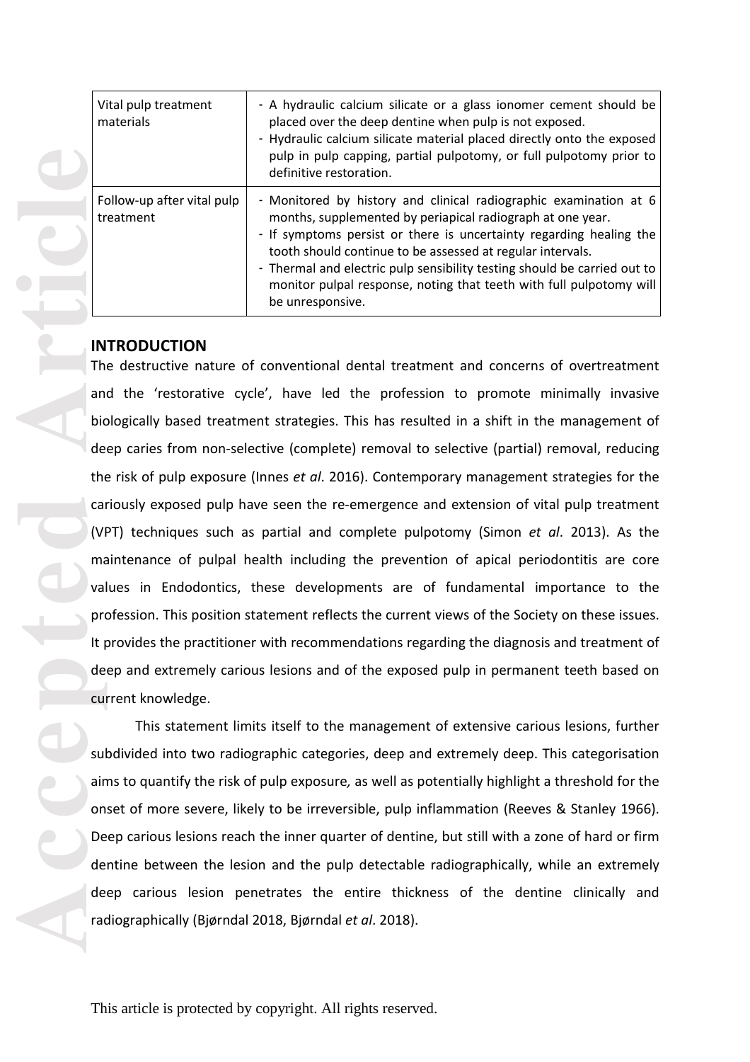| Vital pulp treatment materials | - A hydraulic calcium silicate or a glass ionomer cement should be placed over the deep dentine when pulp is not exposed.<br>- Hydraulic calcium silicate material placed directly onto the exposed pulp in pulp capping, partial pulpotomy, or full pulpotomy prior to definitive restoration. |
| --- | --- |
| Follow-up after vital pulp treatment | - Monitored by history and clinical radiographic examination at 6 months, supplemented by periapical radiograph at one year.<br>- If symptoms persist or there is uncertainty regarding healing the tooth should continue to be assessed at regular intervals.<br>- Thermal and electric pulp sensibility testing should be carried out to monitor pulpal response, noting that teeth with full pulpotomy will be unresponsive. |

## INTRODUCTION

The destructive nature of conventional dental treatment and concerns of overtreatment and the 'restorative cycle', have led the profession to promote minimally invasive biologically based treatment strategies. This has resulted in a shift in the management of deep caries from non-selective (complete) removal to selective (partial) removal, reducing the risk of pulp exposure (Innes *et al*. 2016). Contemporary management strategies for the cariously exposed pulp have seen the re-emergence and extension of vital pulp treatment (VPT) techniques such as partial and complete pulpotomy (Simon *et al*. 2013). As the maintenance of pulpal health including the prevention of apical periodontitis are core values in Endodontics, these developments are of fundamental importance to the profession. This position statement reflects the current views of the Society on these issues. It provides the practitioner with recommendations regarding the diagnosis and treatment of deep and extremely carious lesions and of the exposed pulp in permanent teeth based on current knowledge.

This statement limits itself to the management of extensive carious lesions, further subdivided into two radiographic categories, deep and extremely deep. This categorisation aims to quantify the risk of pulp exposure*,* as well as potentially highlight a threshold for the onset of more severe, likely to be irreversible, pulp inflammation (Reeves & Stanley 1966). Deep carious lesions reach the inner quarter of dentine, but still with a zone of hard or firm dentine between the lesion and the pulp detectable radiographically, while an extremely deep carious lesion penetrates the entire thickness of the dentine clinically and radiographically (Bjørndal 2018, Bjørndal *et al*. 2018).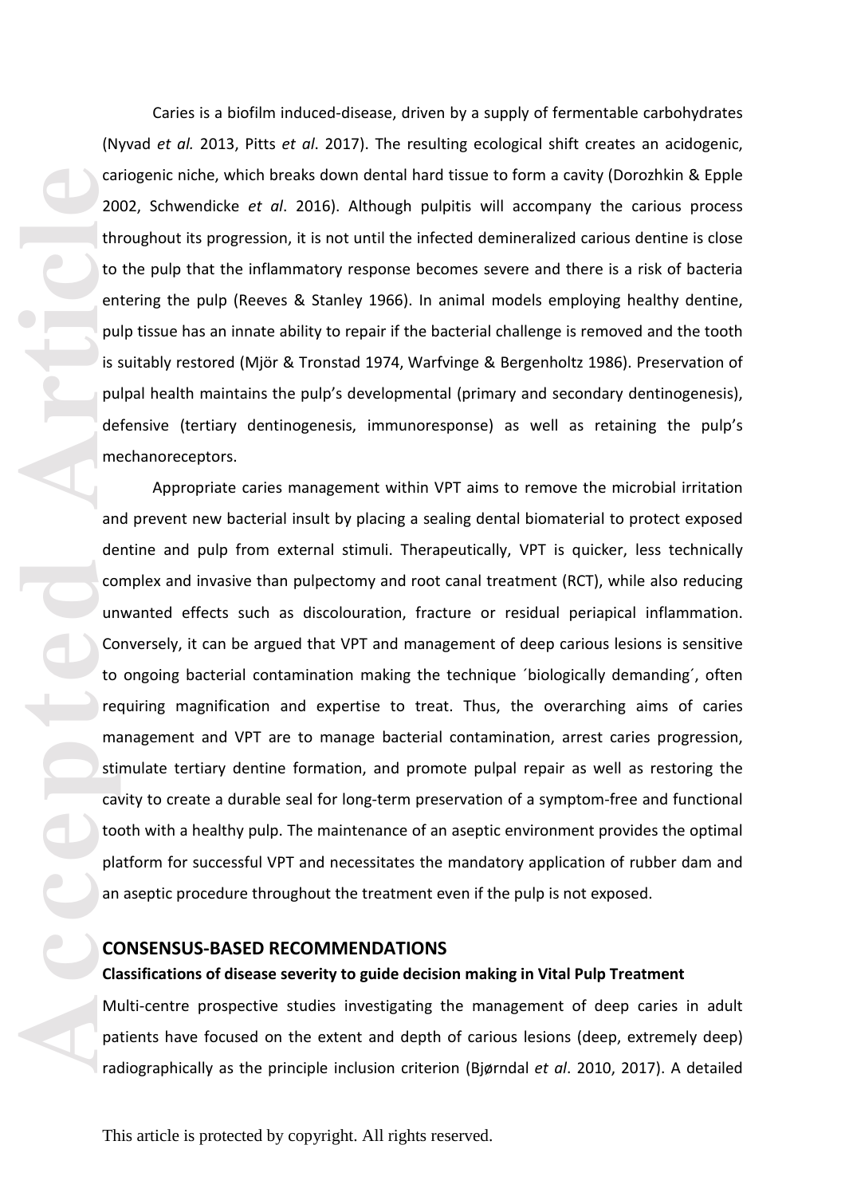Caries is a biofilm induced-disease, driven by a supply of fermentable carbohydrates (Nyvad *et al.* 2013, Pitts *et al*. 2017). The resulting ecological shift creates an acidogenic, cariogenic niche, which breaks down dental hard tissue to form a cavity (Dorozhkin & Epple 2002, Schwendicke *et al*. 2016). Although pulpitis will accompany the carious process throughout its progression, it is not until the infected demineralized carious dentine is close to the pulp that the inflammatory response becomes severe and there is a risk of bacteria entering the pulp (Reeves & Stanley 1966). In animal models employing healthy dentine, pulp tissue has an innate ability to repair if the bacterial challenge is removed and the tooth is suitably restored (Mjör & Tronstad 1974, Warfvinge & Bergenholtz 1986). Preservation of pulpal health maintains the pulp's developmental (primary and secondary dentinogenesis), defensive (tertiary dentinogenesis, immunoresponse) as well as retaining the pulp's mechanoreceptors.

Appropriate caries management within VPT aims to remove the microbial irritation and prevent new bacterial insult by placing a sealing dental biomaterial to protect exposed dentine and pulp from external stimuli. Therapeutically, VPT is quicker, less technically complex and invasive than pulpectomy and root canal treatment (RCT), while also reducing unwanted effects such as discolouration, fracture or residual periapical inflammation. Conversely, it can be argued that VPT and management of deep carious lesions is sensitive to ongoing bacterial contamination making the technique ´biologically demanding´, often requiring magnification and expertise to treat. Thus, the overarching aims of caries management and VPT are to manage bacterial contamination, arrest caries progression, stimulate tertiary dentine formation, and promote pulpal repair as well as restoring the cavity to create a durable seal for long-term preservation of a symptom-free and functional tooth with a healthy pulp. The maintenance of an aseptic environment provides the optimal platform for successful VPT and necessitates the mandatory application of rubber dam and an aseptic procedure throughout the treatment even if the pulp is not exposed.

## CONSENSUS-BASED RECOMMENDATIONS

### Classifications of disease severity to guide decision making in Vital Pulp Treatment

Multi-centre prospective studies investigating the management of deep caries in adult patients have focused on the extent and depth of carious lesions (deep, extremely deep) radiographically as the principle inclusion criterion (Bjørndal *et al*. 2010, 2017). A detailed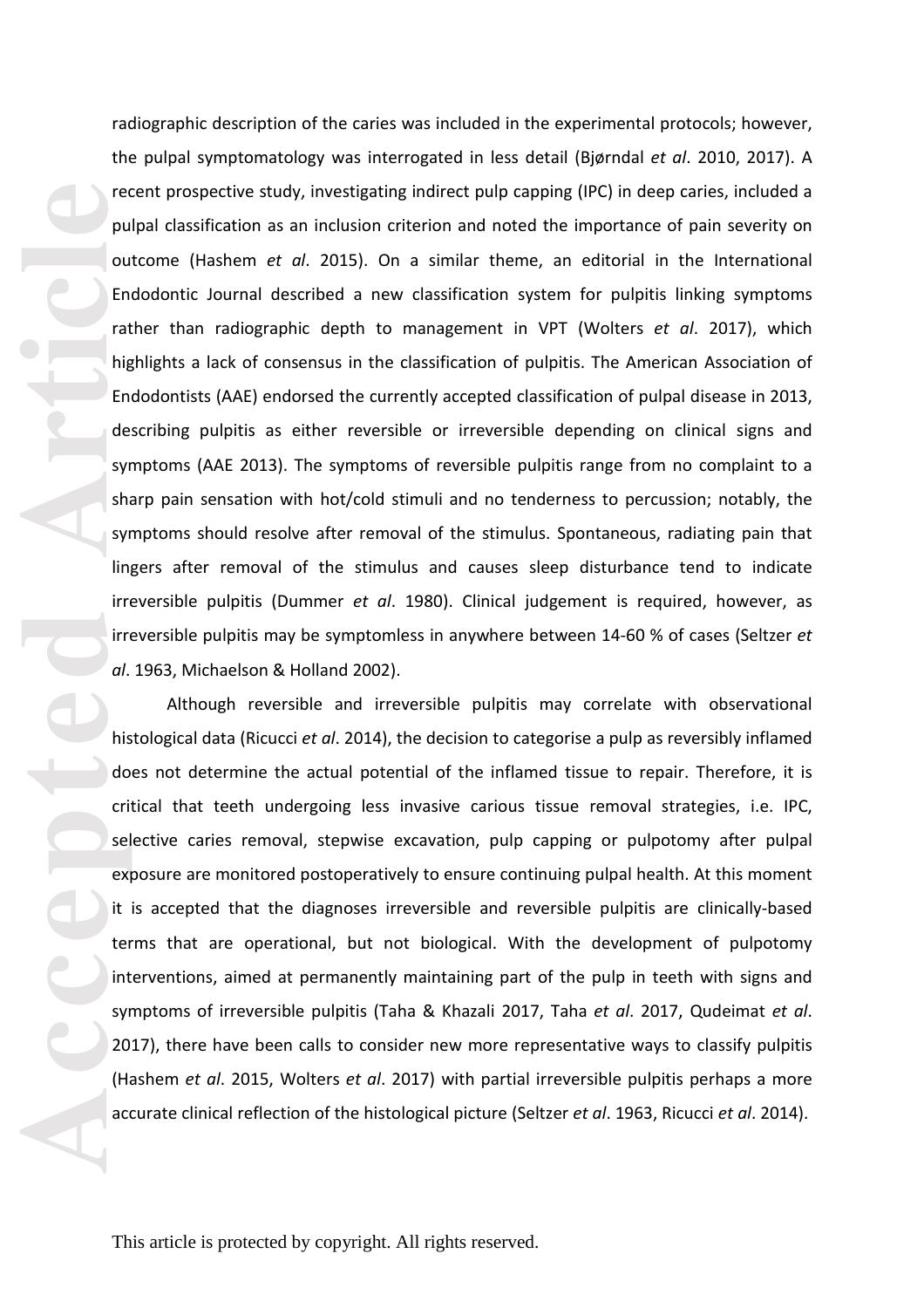radiographic description of the caries was included in the experimental protocols; however, the pulpal symptomatology was interrogated in less detail (Bjørndal *et al*. 2010, 2017). A recent prospective study, investigating indirect pulp capping (IPC) in deep caries, included a pulpal classification as an inclusion criterion and noted the importance of pain severity on outcome (Hashem *et al*. 2015). On a similar theme, an editorial in the International Endodontic Journal described a new classification system for pulpitis linking symptoms rather than radiographic depth to management in VPT (Wolters *et al*. 2017), which highlights a lack of consensus in the classification of pulpitis. The American Association of Endodontists (AAE) endorsed the currently accepted classification of pulpal disease in 2013, describing pulpitis as either reversible or irreversible depending on clinical signs and symptoms (AAE 2013). The symptoms of reversible pulpitis range from no complaint to a sharp pain sensation with hot/cold stimuli and no tenderness to percussion; notably, the symptoms should resolve after removal of the stimulus. Spontaneous, radiating pain that lingers after removal of the stimulus and causes sleep disturbance tend to indicate irreversible pulpitis (Dummer *et al*. 1980). Clinical judgement is required, however, as irreversible pulpitis may be symptomless in anywhere between 14-60 % of cases (Seltzer *et al*. 1963, Michaelson & Holland 2002).

Although reversible and irreversible pulpitis may correlate with observational histological data (Ricucci *et al*. 2014), the decision to categorise a pulp as reversibly inflamed does not determine the actual potential of the inflamed tissue to repair. Therefore, it is critical that teeth undergoing less invasive carious tissue removal strategies, i.e. IPC, selective caries removal, stepwise excavation, pulp capping or pulpotomy after pulpal exposure are monitored postoperatively to ensure continuing pulpal health. At this moment it is accepted that the diagnoses irreversible and reversible pulpitis are clinically-based terms that are operational, but not biological. With the development of pulpotomy interventions, aimed at permanently maintaining part of the pulp in teeth with signs and symptoms of irreversible pulpitis (Taha & Khazali 2017, Taha *et al*. 2017, Qudeimat *et al*. 2017), there have been calls to consider new more representative ways to classify pulpitis (Hashem *et al*. 2015, Wolters *et al*. 2017) with partial irreversible pulpitis perhaps a more accurate clinical reflection of the histological picture (Seltzer *et al*. 1963, Ricucci *et al*. 2014).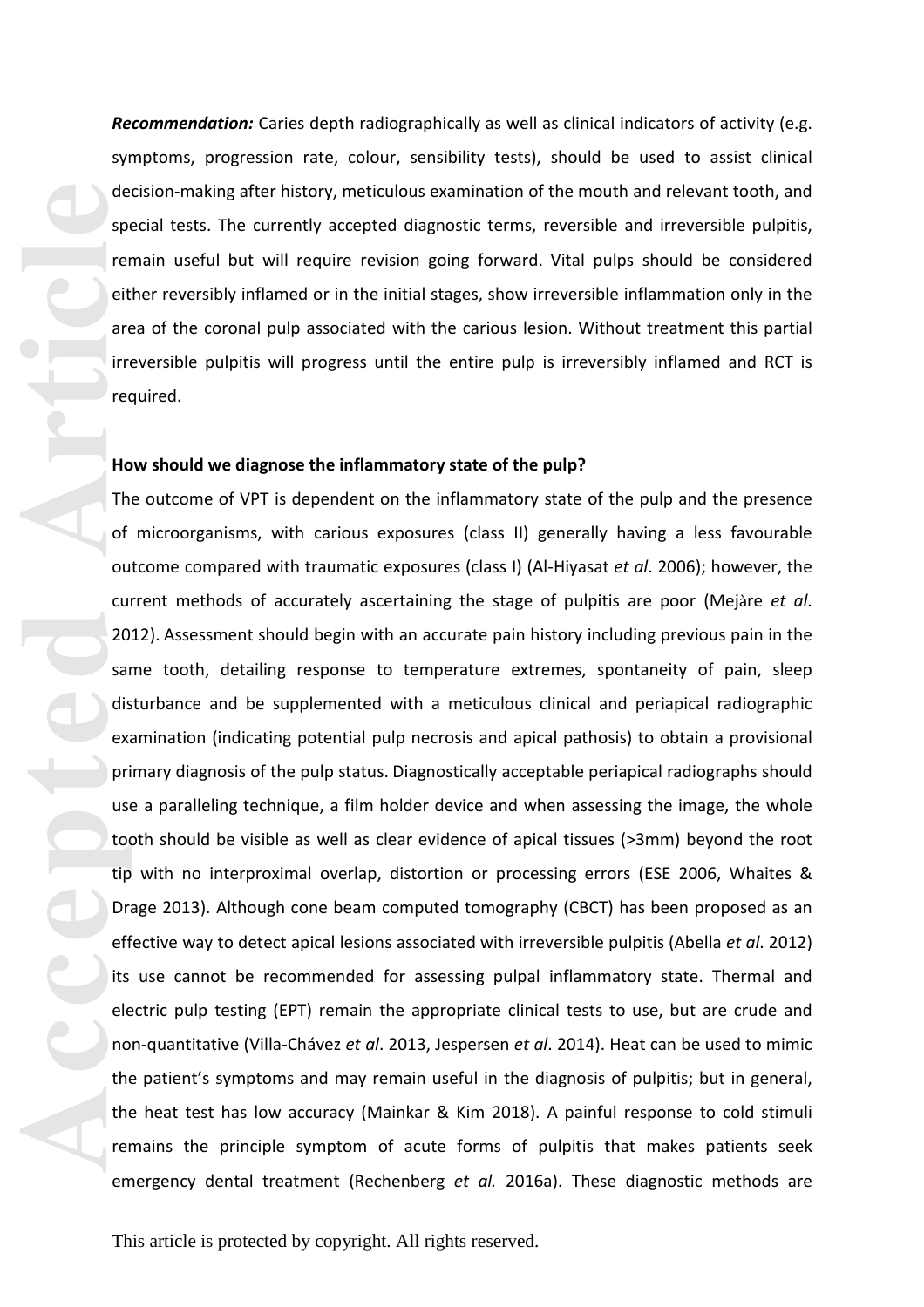***Recommendation:*** Caries depth radiographically as well as clinical indicators of activity (e.g. symptoms, progression rate, colour, sensibility tests), should be used to assist clinical decision-making after history, meticulous examination of the mouth and relevant tooth, and special tests. The currently accepted diagnostic terms, reversible and irreversible pulpitis, remain useful but will require revision going forward. Vital pulps should be considered either reversibly inflamed or in the initial stages, show irreversible inflammation only in the area of the coronal pulp associated with the carious lesion. Without treatment this partial irreversible pulpitis will progress until the entire pulp is irreversibly inflamed and RCT is required.

**How should we diagnose the inflammatory state of the pulp?**

The outcome of VPT is dependent on the inflammatory state of the pulp and the presence of microorganisms, with carious exposures (class II) generally having a less favourable outcome compared with traumatic exposures (class I) (Al-Hiyasat *et al*. 2006); however, the current methods of accurately ascertaining the stage of pulpitis are poor (Mejàre *et al*. 2012). Assessment should begin with an accurate pain history including previous pain in the same tooth, detailing response to temperature extremes, spontaneity of pain, sleep disturbance and be supplemented with a meticulous clinical and periapical radiographic examination (indicating potential pulp necrosis and apical pathosis) to obtain a provisional primary diagnosis of the pulp status. Diagnostically acceptable periapical radiographs should use a paralleling technique, a film holder device and when assessing the image, the whole tooth should be visible as well as clear evidence of apical tissues (>3mm) beyond the root tip with no interproximal overlap, distortion or processing errors (ESE 2006, Whaites & Drage 2013). Although cone beam computed tomography (CBCT) has been proposed as an effective way to detect apical lesions associated with irreversible pulpitis (Abella *et al*. 2012) its use cannot be recommended for assessing pulpal inflammatory state. Thermal and electric pulp testing (EPT) remain the appropriate clinical tests to use, but are crude and non-quantitative (Villa-Chávez *et al*. 2013, Jespersen *et al*. 2014). Heat can be used to mimic the patient's symptoms and may remain useful in the diagnosis of pulpitis; but in general, the heat test has low accuracy (Mainkar & Kim 2018). A painful response to cold stimuli remains the principle symptom of acute forms of pulpitis that makes patients seek emergency dental treatment (Rechenberg *et al.* 2016a). These diagnostic methods are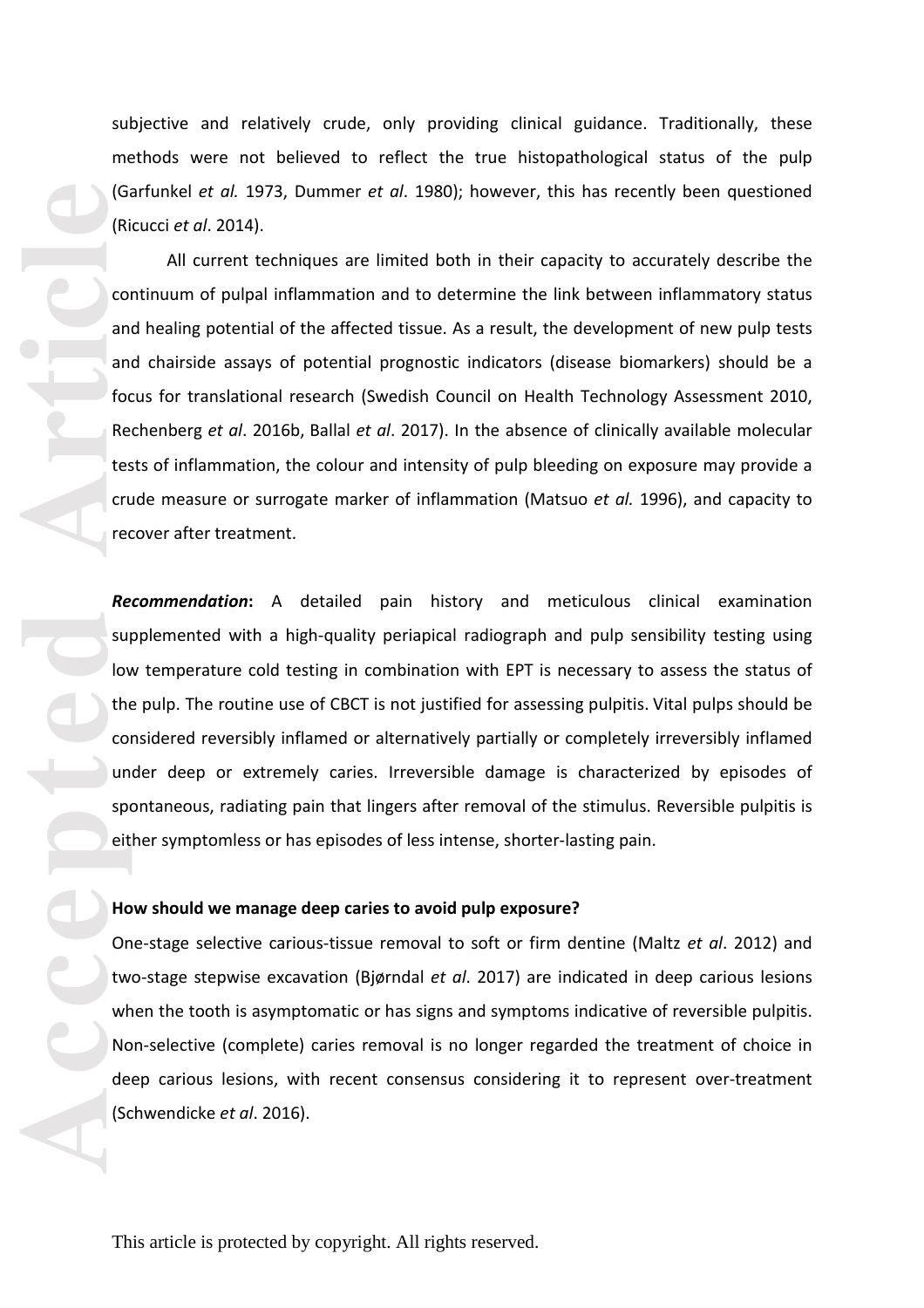subjective and relatively crude, only providing clinical guidance. Traditionally, these methods were not believed to reflect the true histopathological status of the pulp (Garfunkel *et al.* 1973, Dummer *et al*. 1980); however, this has recently been questioned (Ricucci *et al*. 2014).

All current techniques are limited both in their capacity to accurately describe the continuum of pulpal inflammation and to determine the link between inflammatory status and healing potential of the affected tissue. As a result, the development of new pulp tests and chairside assays of potential prognostic indicators (disease biomarkers) should be a focus for translational research (Swedish Council on Health Technology Assessment 2010, Rechenberg *et al*. 2016b, Ballal *et al*. 2017). In the absence of clinically available molecular tests of inflammation, the colour and intensity of pulp bleeding on exposure may provide a crude measure or surrogate marker of inflammation (Matsuo *et al.* 1996), and capacity to recover after treatment.

***Recommendation*:** A detailed pain history and meticulous clinical examination supplemented with a high-quality periapical radiograph and pulp sensibility testing using low temperature cold testing in combination with EPT is necessary to assess the status of the pulp. The routine use of CBCT is not justified for assessing pulpitis. Vital pulps should be considered reversibly inflamed or alternatively partially or completely irreversibly inflamed under deep or extremely caries. Irreversible damage is characterized by episodes of spontaneous, radiating pain that lingers after removal of the stimulus. Reversible pulpitis is either symptomless or has episodes of less intense, shorter-lasting pain.

**How should we manage deep caries to avoid pulp exposure?**

One-stage selective carious-tissue removal to soft or firm dentine (Maltz *et al*. 2012) and two-stage stepwise excavation (Bjørndal *et al*. 2017) are indicated in deep carious lesions when the tooth is asymptomatic or has signs and symptoms indicative of reversible pulpitis. Non-selective (complete) caries removal is no longer regarded the treatment of choice in deep carious lesions, with recent consensus considering it to represent over-treatment (Schwendicke *et al*. 2016).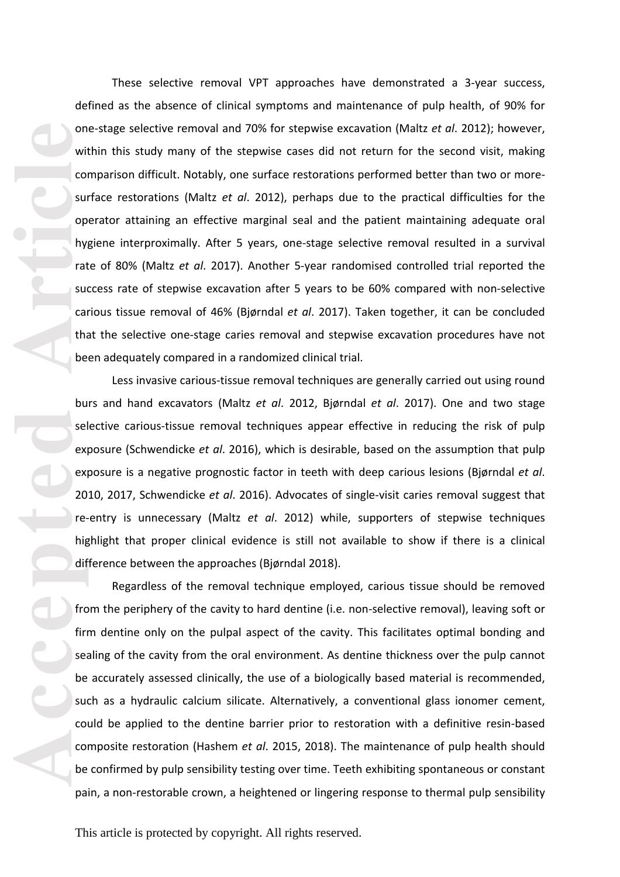These selective removal VPT approaches have demonstrated a 3-year success, defined as the absence of clinical symptoms and maintenance of pulp health, of 90% for one-stage selective removal and 70% for stepwise excavation (Maltz *et al*. 2012); however, within this study many of the stepwise cases did not return for the second visit, making comparison difficult. Notably, one surface restorations performed better than two or more-surface restorations (Maltz *et al*. 2012), perhaps due to the practical difficulties for the operator attaining an effective marginal seal and the patient maintaining adequate oral hygiene interproximally. After 5 years, one-stage selective removal resulted in a survival rate of 80% (Maltz *et al*. 2017). Another 5-year randomised controlled trial reported the success rate of stepwise excavation after 5 years to be 60% compared with non-selective carious tissue removal of 46% (Bjørndal *et al*. 2017). Taken together, it can be concluded that the selective one-stage caries removal and stepwise excavation procedures have not been adequately compared in a randomized clinical trial.

Less invasive carious-tissue removal techniques are generally carried out using round burs and hand excavators (Maltz *et al*. 2012, Bjørndal *et al*. 2017). One and two stage selective carious-tissue removal techniques appear effective in reducing the risk of pulp exposure (Schwendicke *et al*. 2016), which is desirable, based on the assumption that pulp exposure is a negative prognostic factor in teeth with deep carious lesions (Bjørndal *et al*. 2010, 2017, Schwendicke *et al*. 2016). Advocates of single-visit caries removal suggest that re-entry is unnecessary (Maltz *et al*. 2012) while, supporters of stepwise techniques highlight that proper clinical evidence is still not available to show if there is a clinical difference between the approaches (Bjørndal 2018).

Regardless of the removal technique employed, carious tissue should be removed from the periphery of the cavity to hard dentine (i.e. non-selective removal), leaving soft or firm dentine only on the pulpal aspect of the cavity. This facilitates optimal bonding and sealing of the cavity from the oral environment. As dentine thickness over the pulp cannot be accurately assessed clinically, the use of a biologically based material is recommended, such as a hydraulic calcium silicate. Alternatively, a conventional glass ionomer cement, could be applied to the dentine barrier prior to restoration with a definitive resin-based composite restoration (Hashem *et al*. 2015, 2018). The maintenance of pulp health should be confirmed by pulp sensibility testing over time. Teeth exhibiting spontaneous or constant pain, a non-restorable crown, a heightened or lingering response to thermal pulp sensibility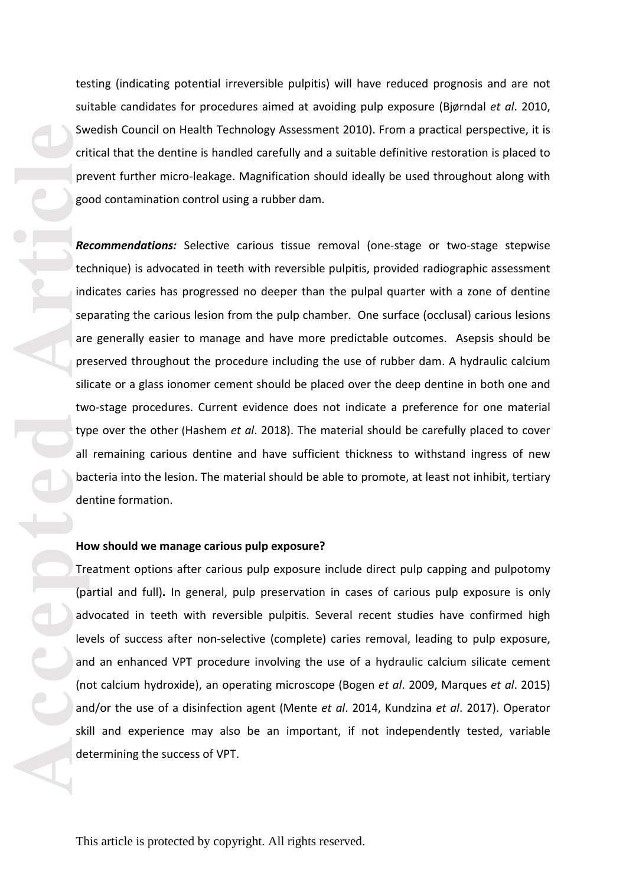testing (indicating potential irreversible pulpitis) will have reduced prognosis and are not suitable candidates for procedures aimed at avoiding pulp exposure (Bjørndal *et al*. 2010, Swedish Council on Health Technology Assessment 2010). From a practical perspective, it is critical that the dentine is handled carefully and a suitable definitive restoration is placed to prevent further micro-leakage. Magnification should ideally be used throughout along with good contamination control using a rubber dam.

***Recommendations:*** Selective carious tissue removal (one-stage or two-stage stepwise technique) is advocated in teeth with reversible pulpitis, provided radiographic assessment indicates caries has progressed no deeper than the pulpal quarter with a zone of dentine separating the carious lesion from the pulp chamber. One surface (occlusal) carious lesions are generally easier to manage and have more predictable outcomes. Asepsis should be preserved throughout the procedure including the use of rubber dam. A hydraulic calcium silicate or a glass ionomer cement should be placed over the deep dentine in both one and two-stage procedures. Current evidence does not indicate a preference for one material type over the other (Hashem *et al*. 2018). The material should be carefully placed to cover all remaining carious dentine and have sufficient thickness to withstand ingress of new bacteria into the lesion. The material should be able to promote, at least not inhibit, tertiary dentine formation.

**How should we manage carious pulp exposure?**

Treatment options after carious pulp exposure include direct pulp capping and pulpotomy (partial and full). In general, pulp preservation in cases of carious pulp exposure is only advocated in teeth with reversible pulpitis. Several recent studies have confirmed high levels of success after non-selective (complete) caries removal, leading to pulp exposure, and an enhanced VPT procedure involving the use of a hydraulic calcium silicate cement (not calcium hydroxide), an operating microscope (Bogen *et al*. 2009, Marques *et al*. 2015) and/or the use of a disinfection agent (Mente *et al*. 2014, Kundzina *et al*. 2017). Operator skill and experience may also be an important, if not independently tested, variable determining the success of VPT.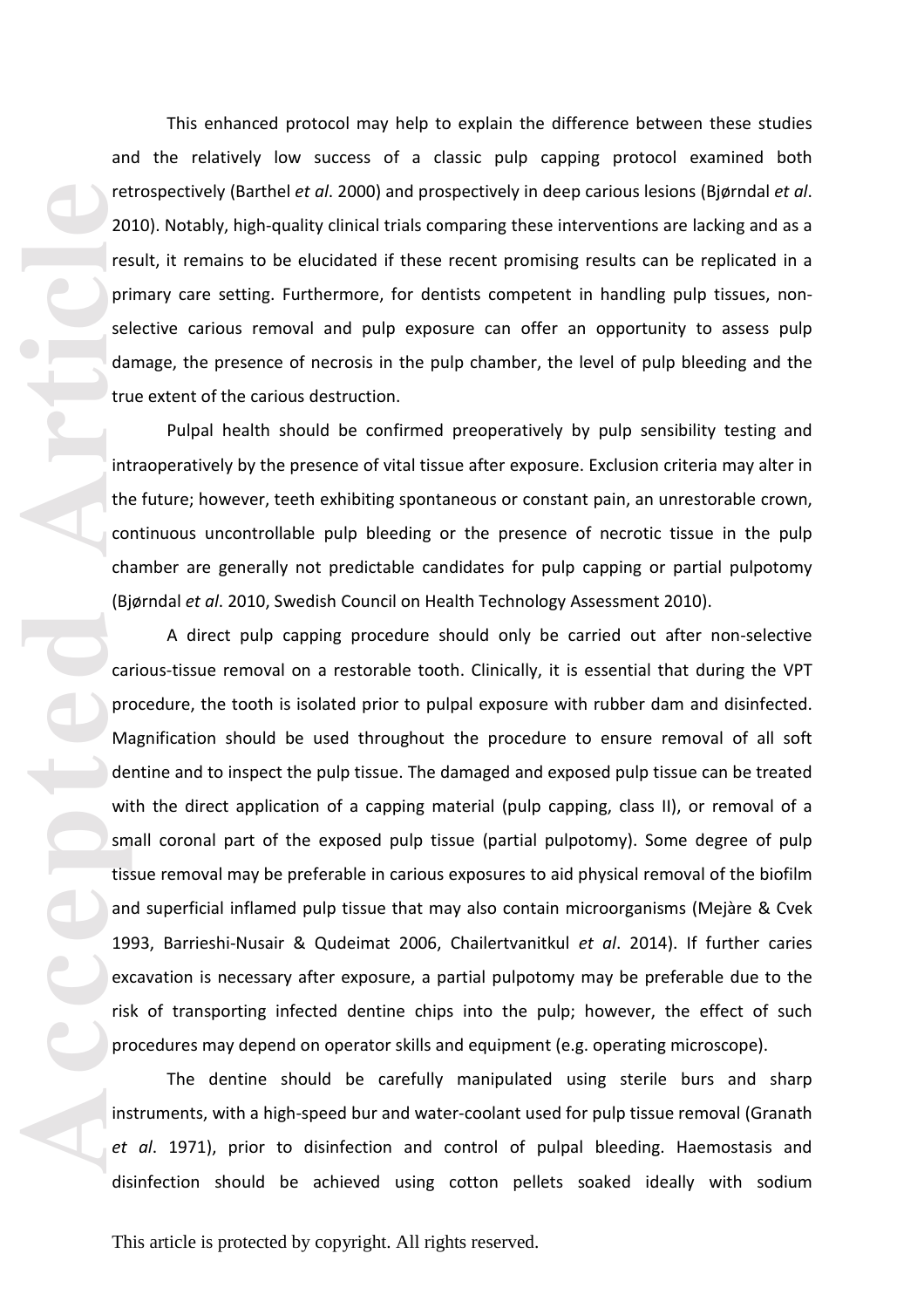This enhanced protocol may help to explain the difference between these studies and the relatively low success of a classic pulp capping protocol examined both retrospectively (Barthel *et al*. 2000) and prospectively in deep carious lesions (Bjørndal *et al*. 2010). Notably, high-quality clinical trials comparing these interventions are lacking and as a result, it remains to be elucidated if these recent promising results can be replicated in a primary care setting. Furthermore, for dentists competent in handling pulp tissues, non-selective carious removal and pulp exposure can offer an opportunity to assess pulp damage, the presence of necrosis in the pulp chamber, the level of pulp bleeding and the true extent of the carious destruction.

Pulpal health should be confirmed preoperatively by pulp sensibility testing and intraoperatively by the presence of vital tissue after exposure. Exclusion criteria may alter in the future; however, teeth exhibiting spontaneous or constant pain, an unrestorable crown, continuous uncontrollable pulp bleeding or the presence of necrotic tissue in the pulp chamber are generally not predictable candidates for pulp capping or partial pulpotomy (Bjørndal *et al*. 2010, Swedish Council on Health Technology Assessment 2010).

A direct pulp capping procedure should only be carried out after non-selective carious-tissue removal on a restorable tooth. Clinically, it is essential that during the VPT procedure, the tooth is isolated prior to pulpal exposure with rubber dam and disinfected. Magnification should be used throughout the procedure to ensure removal of all soft dentine and to inspect the pulp tissue. The damaged and exposed pulp tissue can be treated with the direct application of a capping material (pulp capping, class II), or removal of a small coronal part of the exposed pulp tissue (partial pulpotomy). Some degree of pulp tissue removal may be preferable in carious exposures to aid physical removal of the biofilm and superficial inflamed pulp tissue that may also contain microorganisms (Mejàre & Cvek 1993, Barrieshi-Nusair & Qudeimat 2006, Chailertvanitkul *et al*. 2014). If further caries excavation is necessary after exposure, a partial pulpotomy may be preferable due to the risk of transporting infected dentine chips into the pulp; however, the effect of such procedures may depend on operator skills and equipment (e.g. operating microscope).

The dentine should be carefully manipulated using sterile burs and sharp instruments, with a high-speed bur and water-coolant used for pulp tissue removal (Granath *et al*. 1971), prior to disinfection and control of pulpal bleeding. Haemostasis and disinfection should be achieved using cotton pellets soaked ideally with sodium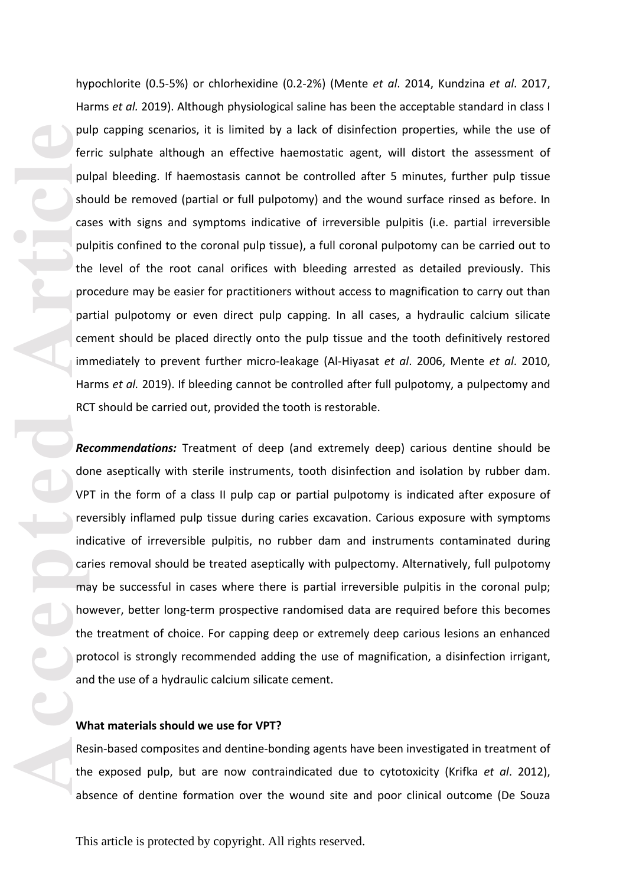hypochlorite (0.5-5%) or chlorhexidine (0.2-2%) (Mente *et al*. 2014, Kundzina *et al*. 2017, Harms *et al.* 2019). Although physiological saline has been the acceptable standard in class I pulp capping scenarios, it is limited by a lack of disinfection properties, while the use of ferric sulphate although an effective haemostatic agent, will distort the assessment of pulpal bleeding. If haemostasis cannot be controlled after 5 minutes, further pulp tissue should be removed (partial or full pulpotomy) and the wound surface rinsed as before. In cases with signs and symptoms indicative of irreversible pulpitis (i.e. partial irreversible pulpitis confined to the coronal pulp tissue), a full coronal pulpotomy can be carried out to the level of the root canal orifices with bleeding arrested as detailed previously. This procedure may be easier for practitioners without access to magnification to carry out than partial pulpotomy or even direct pulp capping. In all cases, a hydraulic calcium silicate cement should be placed directly onto the pulp tissue and the tooth definitively restored immediately to prevent further micro-leakage (Al-Hiyasat *et al*. 2006, Mente *et al*. 2010, Harms *et al.* 2019). If bleeding cannot be controlled after full pulpotomy, a pulpectomy and RCT should be carried out, provided the tooth is restorable.

***Recommendations:*** Treatment of deep (and extremely deep) carious dentine should be done aseptically with sterile instruments, tooth disinfection and isolation by rubber dam. VPT in the form of a class II pulp cap or partial pulpotomy is indicated after exposure of reversibly inflamed pulp tissue during caries excavation. Carious exposure with symptoms indicative of irreversible pulpitis, no rubber dam and instruments contaminated during caries removal should be treated aseptically with pulpectomy. Alternatively, full pulpotomy may be successful in cases where there is partial irreversible pulpitis in the coronal pulp; however, better long-term prospective randomised data are required before this becomes the treatment of choice. For capping deep or extremely deep carious lesions an enhanced protocol is strongly recommended adding the use of magnification, a disinfection irrigant, and the use of a hydraulic calcium silicate cement.

**What materials should we use for VPT?**

Resin-based composites and dentine-bonding agents have been investigated in treatment of the exposed pulp, but are now contraindicated due to cytotoxicity (Krifka *et al*. 2012), absence of dentine formation over the wound site and poor clinical outcome (De Souza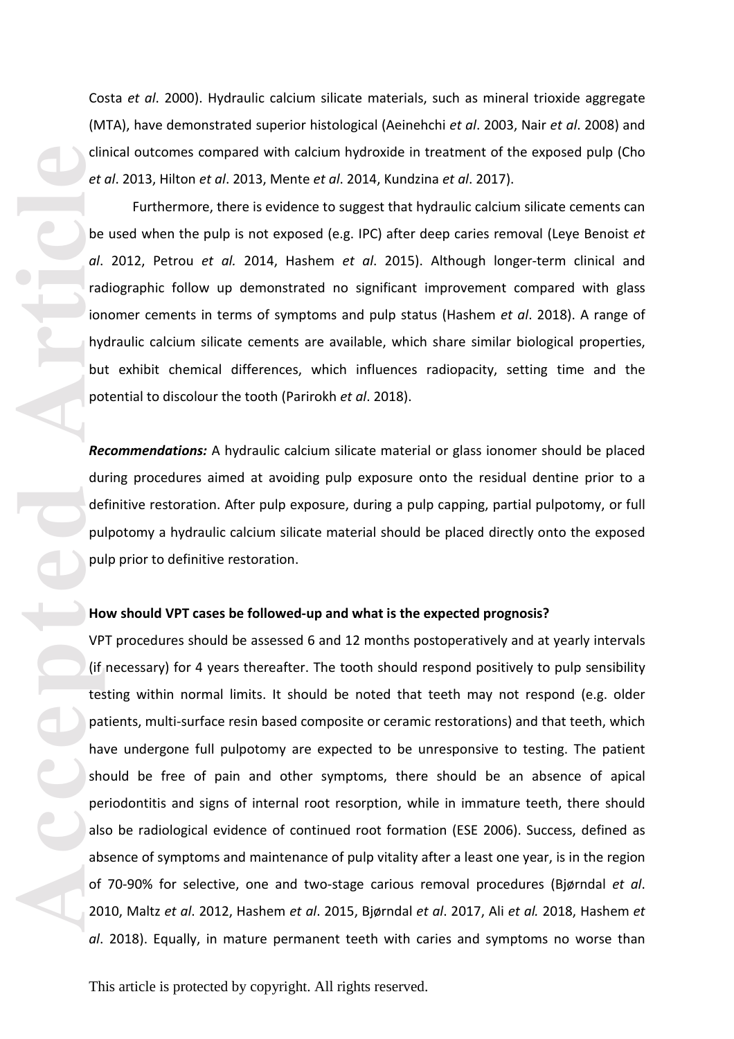Costa *et al*. 2000). Hydraulic calcium silicate materials, such as mineral trioxide aggregate (MTA), have demonstrated superior histological (Aeinehchi *et al*. 2003, Nair *et al*. 2008) and clinical outcomes compared with calcium hydroxide in treatment of the exposed pulp (Cho *et al*. 2013, Hilton *et al*. 2013, Mente *et al*. 2014, Kundzina *et al*. 2017).

Furthermore, there is evidence to suggest that hydraulic calcium silicate cements can be used when the pulp is not exposed (e.g. IPC) after deep caries removal (Leye Benoist *et al*. 2012, Petrou *et al.* 2014, Hashem *et al*. 2015). Although longer-term clinical and radiographic follow up demonstrated no significant improvement compared with glass ionomer cements in terms of symptoms and pulp status (Hashem *et al*. 2018). A range of hydraulic calcium silicate cements are available, which share similar biological properties, but exhibit chemical differences, which influences radiopacity, setting time and the potential to discolour the tooth (Parirokh *et al*. 2018).

***Recommendations:*** A hydraulic calcium silicate material or glass ionomer should be placed during procedures aimed at avoiding pulp exposure onto the residual dentine prior to a definitive restoration. After pulp exposure, during a pulp capping, partial pulpotomy, or full pulpotomy a hydraulic calcium silicate material should be placed directly onto the exposed pulp prior to definitive restoration.

**How should VPT cases be followed-up and what is the expected prognosis?**

VPT procedures should be assessed 6 and 12 months postoperatively and at yearly intervals (if necessary) for 4 years thereafter. The tooth should respond positively to pulp sensibility testing within normal limits. It should be noted that teeth may not respond (e.g. older patients, multi-surface resin based composite or ceramic restorations) and that teeth, which have undergone full pulpotomy are expected to be unresponsive to testing. The patient should be free of pain and other symptoms, there should be an absence of apical periodontitis and signs of internal root resorption, while in immature teeth, there should also be radiological evidence of continued root formation (ESE 2006). Success, defined as absence of symptoms and maintenance of pulp vitality after a least one year, is in the region of 70-90% for selective, one and two-stage carious removal procedures (Bjørndal *et al*. 2010, Maltz *et al*. 2012, Hashem *et al*. 2015, Bjørndal *et al*. 2017, Ali *et al.* 2018, Hashem *et al*. 2018). Equally, in mature permanent teeth with caries and symptoms no worse than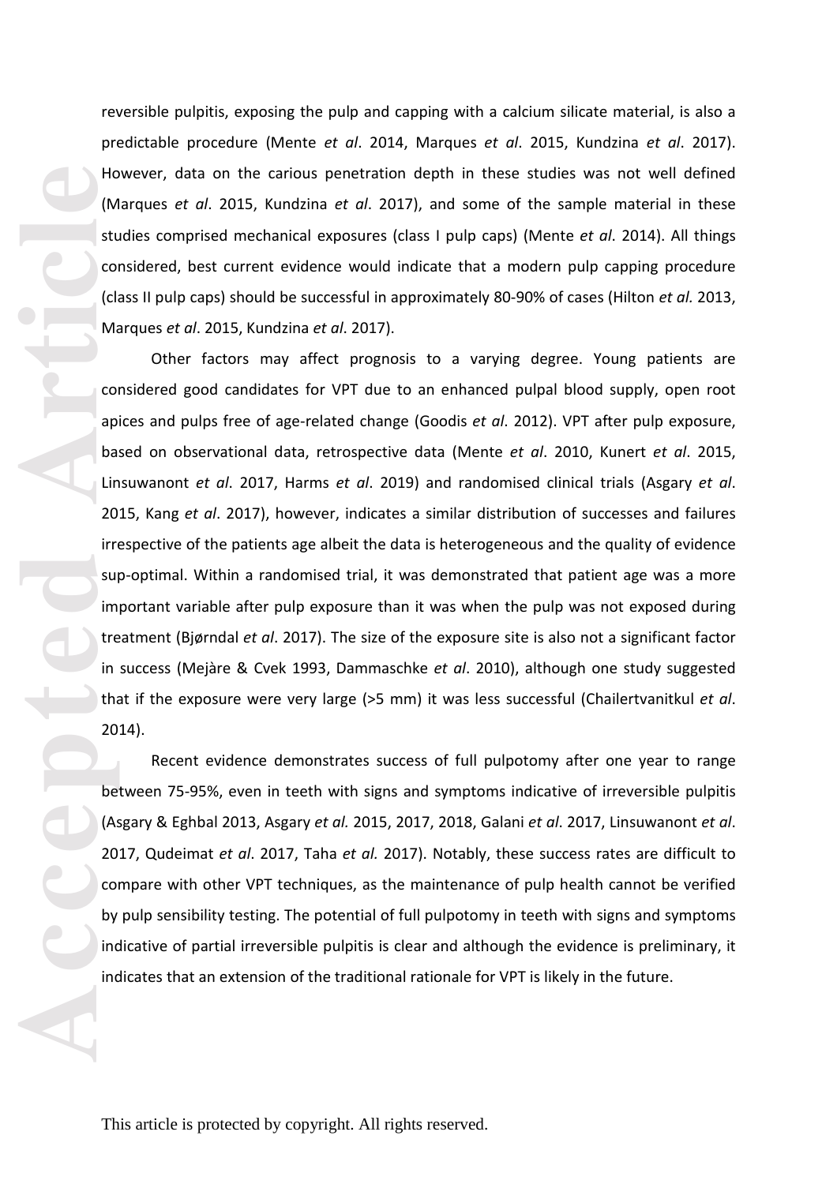reversible pulpitis, exposing the pulp and capping with a calcium silicate material, is also a predictable procedure (Mente *et al*. 2014, Marques *et al*. 2015, Kundzina *et al*. 2017). However, data on the carious penetration depth in these studies was not well defined (Marques *et al*. 2015, Kundzina *et al*. 2017), and some of the sample material in these studies comprised mechanical exposures (class I pulp caps) (Mente *et al*. 2014). All things considered, best current evidence would indicate that a modern pulp capping procedure (class II pulp caps) should be successful in approximately 80-90% of cases (Hilton *et al.* 2013, Marques *et al*. 2015, Kundzina *et al*. 2017).

Other factors may affect prognosis to a varying degree. Young patients are considered good candidates for VPT due to an enhanced pulpal blood supply, open root apices and pulps free of age-related change (Goodis *et al*. 2012). VPT after pulp exposure, based on observational data, retrospective data (Mente *et al*. 2010, Kunert *et al*. 2015, Linsuwanont *et al*. 2017, Harms *et al*. 2019) and randomised clinical trials (Asgary *et al*. 2015, Kang *et al*. 2017), however, indicates a similar distribution of successes and failures irrespective of the patients age albeit the data is heterogeneous and the quality of evidence sup-optimal. Within a randomised trial, it was demonstrated that patient age was a more important variable after pulp exposure than it was when the pulp was not exposed during treatment (Bjørndal *et al*. 2017). The size of the exposure site is also not a significant factor in success (Mejàre & Cvek 1993, Dammaschke *et al*. 2010), although one study suggested that if the exposure were very large (>5 mm) it was less successful (Chailertvanitkul *et al*. 2014).

Recent evidence demonstrates success of full pulpotomy after one year to range between 75-95%, even in teeth with signs and symptoms indicative of irreversible pulpitis (Asgary & Eghbal 2013, Asgary *et al.* 2015, 2017, 2018, Galani *et al*. 2017, Linsuwanont *et al*. 2017, Qudeimat *et al*. 2017, Taha *et al.* 2017). Notably, these success rates are difficult to compare with other VPT techniques, as the maintenance of pulp health cannot be verified by pulp sensibility testing. The potential of full pulpotomy in teeth with signs and symptoms indicative of partial irreversible pulpitis is clear and although the evidence is preliminary, it indicates that an extension of the traditional rationale for VPT is likely in the future.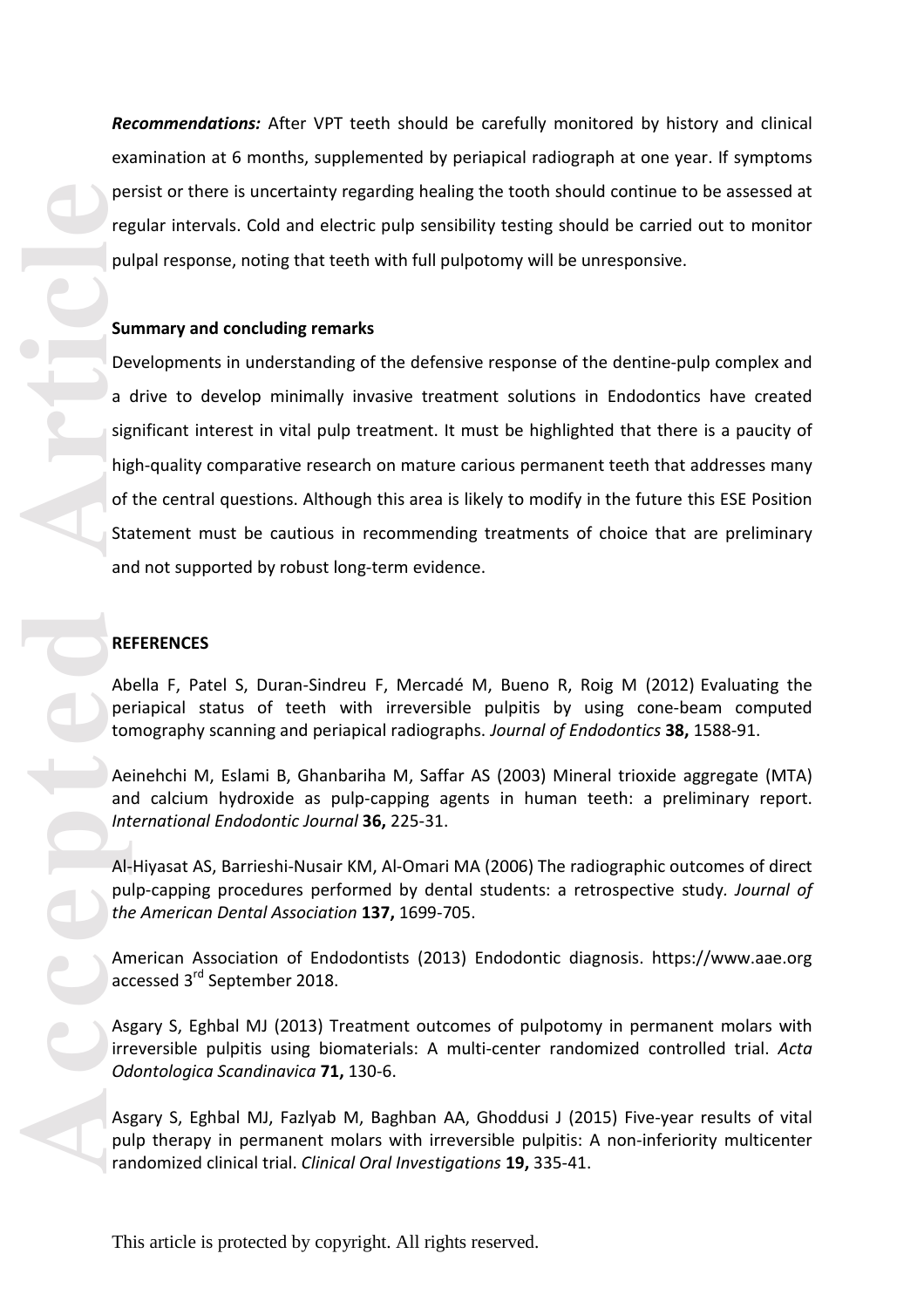***Recommendations:*** After VPT teeth should be carefully monitored by history and clinical examination at 6 months, supplemented by periapical radiograph at one year. If symptoms persist or there is uncertainty regarding healing the tooth should continue to be assessed at regular intervals. Cold and electric pulp sensibility testing should be carried out to monitor pulpal response, noting that teeth with full pulpotomy will be unresponsive.

**Summary and concluding remarks**

Developments in understanding of the defensive response of the dentine-pulp complex and a drive to develop minimally invasive treatment solutions in Endodontics have created significant interest in vital pulp treatment. It must be highlighted that there is a paucity of high-quality comparative research on mature carious permanent teeth that addresses many of the central questions. Although this area is likely to modify in the future this ESE Position Statement must be cautious in recommending treatments of choice that are preliminary and not supported by robust long-term evidence.

**REFERENCES**

Abella F, Patel S, Duran-Sindreu F, Mercadé M, Bueno R, Roig M (2012) Evaluating the periapical status of teeth with irreversible pulpitis by using cone-beam computed tomography scanning and periapical radiographs. *Journal of Endodontics* **38,** 1588-91.

Aeinehchi M, Eslami B, Ghanbariha M, Saffar AS (2003) Mineral trioxide aggregate (MTA) and calcium hydroxide as pulp-capping agents in human teeth: a preliminary report. *International Endodontic Journal* **36,** 225-31.

Al-Hiyasat AS, Barrieshi-Nusair KM, Al-Omari MA (2006) The radiographic outcomes of direct pulp-capping procedures performed by dental students: a retrospective study. *Journal of the American Dental Association* **137,** 1699-705.

American Association of Endodontists (2013) Endodontic diagnosis. https://www.aae.org accessed 3rd September 2018.

Asgary S, Eghbal MJ (2013) Treatment outcomes of pulpotomy in permanent molars with irreversible pulpitis using biomaterials: A multi-center randomized controlled trial. *Acta Odontologica Scandinavica* **71,** 130-6.

Asgary S, Eghbal MJ, Fazlyab M, Baghban AA, Ghoddusi J (2015) Five-year results of vital pulp therapy in permanent molars with irreversible pulpitis: A non-inferiority multicenter randomized clinical trial. *Clinical Oral Investigations* **19,** 335-41.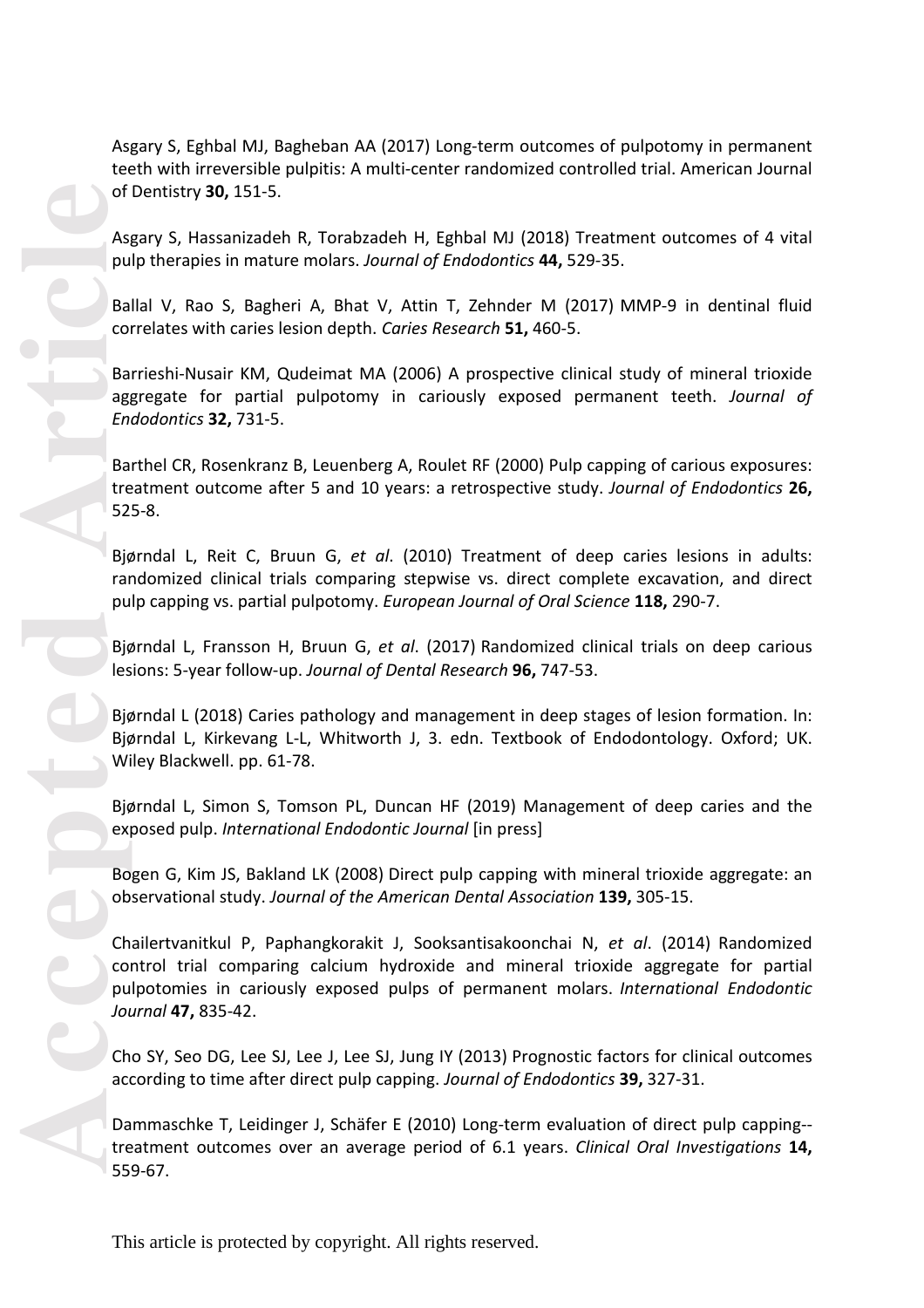Asgary S, Eghbal MJ, Bagheban AA (2017) Long-term outcomes of pulpotomy in permanent teeth with irreversible pulpitis: A multi-center randomized controlled trial. American Journal of Dentistry **30,** 151-5.

Asgary S, Hassanizadeh R, Torabzadeh H, Eghbal MJ (2018) Treatment outcomes of 4 vital pulp therapies in mature molars. *Journal of Endodontics* **44,** 529-35.

Ballal V, Rao S, Bagheri A, Bhat V, Attin T, Zehnder M (2017) MMP-9 in dentinal fluid correlates with caries lesion depth. *Caries Research* **51,** 460-5.

Barrieshi-Nusair KM, Qudeimat MA (2006) A prospective clinical study of mineral trioxide aggregate for partial pulpotomy in cariously exposed permanent teeth. *Journal of Endodontics* **32,** 731-5.

Barthel CR, Rosenkranz B, Leuenberg A, Roulet RF (2000) Pulp capping of carious exposures: treatment outcome after 5 and 10 years: a retrospective study. *Journal of Endodontics* **26,** 525-8.

Bjørndal L, Reit C, Bruun G, *et al*. (2010) Treatment of deep caries lesions in adults: randomized clinical trials comparing stepwise vs. direct complete excavation, and direct pulp capping vs. partial pulpotomy. *European Journal of Oral Science* **118,** 290-7.

Bjørndal L, Fransson H, Bruun G, *et al*. (2017) Randomized clinical trials on deep carious lesions: 5-year follow-up. *Journal of Dental Research* **96,** 747-53.

Bjørndal L (2018) Caries pathology and management in deep stages of lesion formation. In: Bjørndal L, Kirkevang L-L, Whitworth J, 3. edn. Textbook of Endodontology. Oxford; UK. Wiley Blackwell. pp. 61-78.

Bjørndal L, Simon S, Tomson PL, Duncan HF (2019) Management of deep caries and the exposed pulp. *International Endodontic Journal* [in press]

Bogen G, Kim JS, Bakland LK (2008) Direct pulp capping with mineral trioxide aggregate: an observational study. *Journal of the American Dental Association* **139,** 305-15.

Chailertvanitkul P, Paphangkorakit J, Sooksantisakoonchai N, *et al*. (2014) Randomized control trial comparing calcium hydroxide and mineral trioxide aggregate for partial pulpotomies in cariously exposed pulps of permanent molars. *International Endodontic Journal* **47,** 835-42.

Cho SY, Seo DG, Lee SJ, Lee J, Lee SJ, Jung IY (2013) Prognostic factors for clinical outcomes according to time after direct pulp capping. *Journal of Endodontics* **39,** 327-31.

Dammaschke T, Leidinger J, Schäfer E (2010) Long-term evaluation of direct pulp capping--treatment outcomes over an average period of 6.1 years. *Clinical Oral Investigations* **14,** 559-67.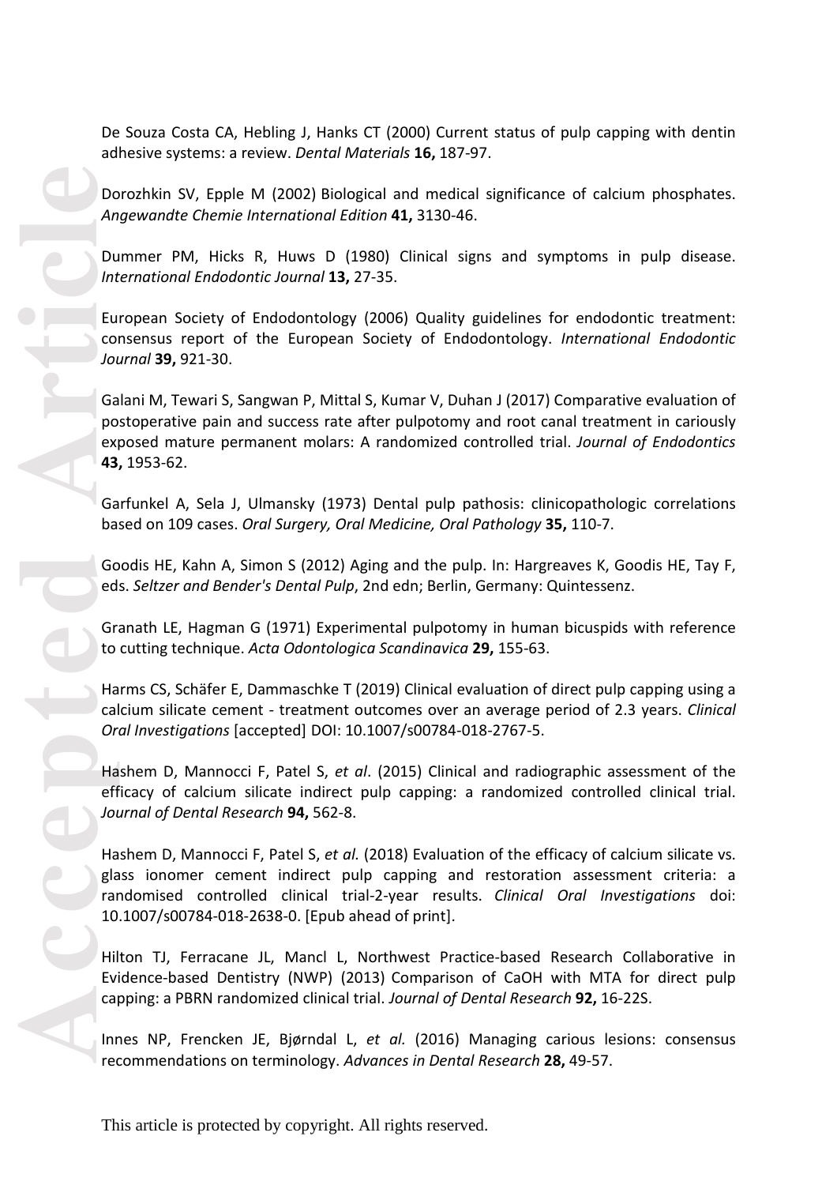De Souza Costa CA, Hebling J, Hanks CT (2000) Current status of pulp capping with dentin adhesive systems: a review. *Dental Materials* **16,** 187-97.

Dorozhkin SV, Epple M (2002) Biological and medical significance of calcium phosphates. *Angewandte Chemie International Edition* **41,** 3130-46.

Dummer PM, Hicks R, Huws D (1980) Clinical signs and symptoms in pulp disease. *International Endodontic Journal* **13,** 27-35.

European Society of Endodontology (2006) Quality guidelines for endodontic treatment: consensus report of the European Society of Endodontology. *International Endodontic Journal* **39,** 921-30.

Galani M, Tewari S, Sangwan P, Mittal S, Kumar V, Duhan J (2017) Comparative evaluation of postoperative pain and success rate after pulpotomy and root canal treatment in cariously exposed mature permanent molars: A randomized controlled trial. *Journal of Endodontics* **43,** 1953-62.

Garfunkel A, Sela J, Ulmansky (1973) Dental pulp pathosis: clinicopathologic correlations based on 109 cases. *Oral Surgery, Oral Medicine, Oral Pathology* **35,** 110-7.

Goodis HE, Kahn A, Simon S (2012) Aging and the pulp. In: Hargreaves K, Goodis HE, Tay F, eds. *Seltzer and Bender's Dental Pulp*, 2nd edn; Berlin, Germany: Quintessenz.

Granath LE, Hagman G (1971) Experimental pulpotomy in human bicuspids with reference to cutting technique. *Acta Odontologica Scandinavica* **29,** 155-63.

Harms CS, Schäfer E, Dammaschke T (2019) Clinical evaluation of direct pulp capping using a calcium silicate cement - treatment outcomes over an average period of 2.3 years. *Clinical Oral Investigations* [accepted] DOI: 10.1007/s00784-018-2767-5.

Hashem D, Mannocci F, Patel S, *et al*. (2015) Clinical and radiographic assessment of the efficacy of calcium silicate indirect pulp capping: a randomized controlled clinical trial. *Journal of Dental Research* **94,** 562-8.

Hashem D, Mannocci F, Patel S, *et al.* (2018) Evaluation of the efficacy of calcium silicate vs. glass ionomer cement indirect pulp capping and restoration assessment criteria: a randomised controlled clinical trial-2-year results. *Clinical Oral Investigations* doi: 10.1007/s00784-018-2638-0. [Epub ahead of print].

Hilton TJ, Ferracane JL, Mancl L, Northwest Practice-based Research Collaborative in Evidence-based Dentistry (NWP) (2013) Comparison of CaOH with MTA for direct pulp capping: a PBRN randomized clinical trial. *Journal of Dental Research* **92,** 16-22S.

Innes NP, Frencken JE, Bjørndal L, *et al.* (2016) Managing carious lesions: consensus recommendations on terminology. *Advances in Dental Research* **28,** 49-57.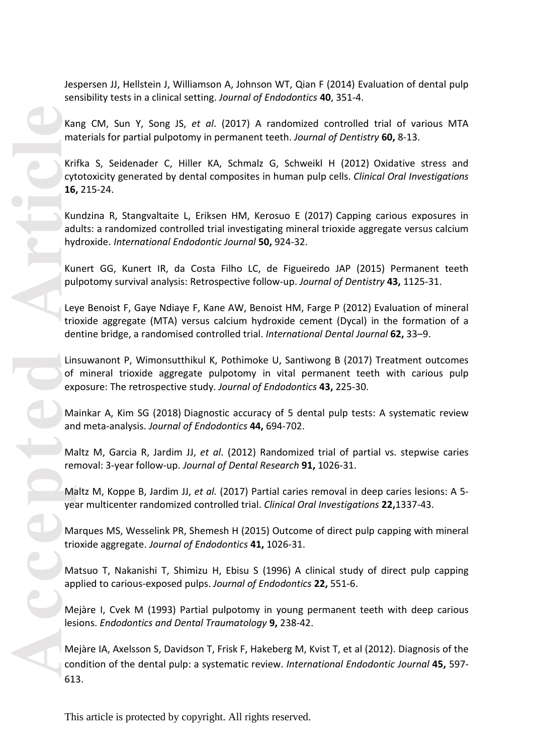Jespersen JJ, Hellstein J, Williamson A, Johnson WT, Qian F (2014) Evaluation of dental pulp sensibility tests in a clinical setting. *Journal of Endodontics* **40**, 351-4.

Kang CM, Sun Y, Song JS, *et al*. (2017) A randomized controlled trial of various MTA materials for partial pulpotomy in permanent teeth. *Journal of Dentistry* **60,** 8-13.

Krifka S, Seidenader C, Hiller KA, Schmalz G, Schweikl H (2012) Oxidative stress and cytotoxicity generated by dental composites in human pulp cells. *Clinical Oral Investigations* **16,** 215-24.

Kundzina R, Stangvaltaite L, Eriksen HM, Kerosuo E (2017) Capping carious exposures in adults: a randomized controlled trial investigating mineral trioxide aggregate versus calcium hydroxide. *International Endodontic Journal* **50,** 924-32.

Kunert GG, Kunert IR, da Costa Filho LC, de Figueiredo JAP (2015) Permanent teeth pulpotomy survival analysis: Retrospective follow-up. *Journal of Dentistry* **43,** 1125-31.

Leye Benoist F, Gaye Ndiaye F, Kane AW, Benoist HM, Farge P (2012) Evaluation of mineral trioxide aggregate (MTA) versus calcium hydroxide cement (Dycal) in the formation of a dentine bridge, a randomised controlled trial. *International Dental Journal* **62,** 33–9.

Linsuwanont P, Wimonsutthikul K, Pothimoke U, Santiwong B (2017) Treatment outcomes of mineral trioxide aggregate pulpotomy in vital permanent teeth with carious pulp exposure: The retrospective study. *Journal of Endodontics* **43,** 225-30.

Mainkar A, Kim SG (2018) Diagnostic accuracy of 5 dental pulp tests: A systematic review and meta-analysis. *Journal of Endodontics* **44,** 694-702.

Maltz M, Garcia R, Jardim JJ, *et al*. (2012) Randomized trial of partial vs. stepwise caries removal: 3-year follow-up. *Journal of Dental Research* **91,** 1026-31.

Maltz M, Koppe B, Jardim JJ, *et al.* (2017) Partial caries removal in deep caries lesions: A 5-year multicenter randomized controlled trial. *Clinical Oral Investigations* **22,**1337-43.

Marques MS, Wesselink PR, Shemesh H (2015) Outcome of direct pulp capping with mineral trioxide aggregate. *Journal of Endodontics* **41,** 1026-31.

Matsuo T, Nakanishi T, Shimizu H, Ebisu S (1996) A clinical study of direct pulp capping applied to carious-exposed pulps. *Journal of Endodontics* **22,** 551-6.

Mejàre I, Cvek M (1993) Partial pulpotomy in young permanent teeth with deep carious lesions. *Endodontics and Dental Traumatology* **9,** 238-42.

Mejàre IA, Axelsson S, Davidson T, Frisk F, Hakeberg M, Kvist T, et al (2012). Diagnosis of the condition of the dental pulp: a systematic review. *International Endodontic Journal* **45,** 597-613.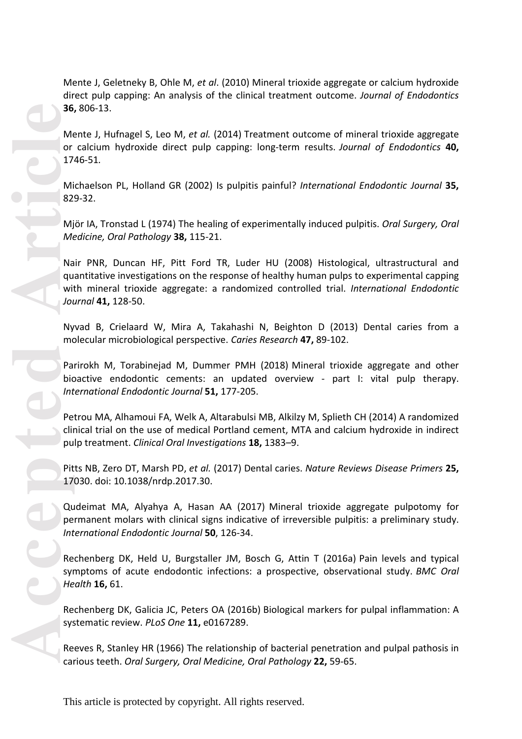Mente J, Geletneky B, Ohle M, *et al*. (2010) Mineral trioxide aggregate or calcium hydroxide direct pulp capping: An analysis of the clinical treatment outcome. *Journal of Endodontics* **36,** 806-13.

Mente J, Hufnagel S, Leo M, *et al.* (2014) Treatment outcome of mineral trioxide aggregate or calcium hydroxide direct pulp capping: long-term results. *Journal of Endodontics* **40,** 1746-51.

Michaelson PL, Holland GR (2002) Is pulpitis painful? *International Endodontic Journal* **35,** 829-32.

Mjör IA, Tronstad L (1974) The healing of experimentally induced pulpitis. *Oral Surgery, Oral Medicine, Oral Pathology* **38,** 115-21.

Nair PNR, Duncan HF, Pitt Ford TR, Luder HU (2008) Histological, ultrastructural and quantitative investigations on the response of healthy human pulps to experimental capping with mineral trioxide aggregate: a randomized controlled trial. *International Endodontic Journal* **41,** 128-50.

Nyvad B, Crielaard W, Mira A, Takahashi N, Beighton D (2013) Dental caries from a molecular microbiological perspective. *Caries Research* **47,** 89-102.

Parirokh M, Torabinejad M, Dummer PMH (2018) Mineral trioxide aggregate and other bioactive endodontic cements: an updated overview - part I: vital pulp therapy. *International Endodontic Journal* **51,** 177-205.

Petrou MA, Alhamoui FA, Welk A, Altarabulsi MB, Alkilzy M, Splieth CH (2014) A randomized clinical trial on the use of medical Portland cement, MTA and calcium hydroxide in indirect pulp treatment. *Clinical Oral Investigations* **18,** 1383–9.

Pitts NB, Zero DT, Marsh PD, *et al.* (2017) Dental caries. *Nature Reviews Disease Primers* **25,** 17030. doi: 10.1038/nrdp.2017.30.

Qudeimat MA, Alyahya A, Hasan AA (2017) Mineral trioxide aggregate pulpotomy for permanent molars with clinical signs indicative of irreversible pulpitis: a preliminary study. *International Endodontic Journal* **50**, 126-34.

Rechenberg DK, Held U, Burgstaller JM, Bosch G, Attin T (2016a) Pain levels and typical symptoms of acute endodontic infections: a prospective, observational study. *BMC Oral Health* **16,** 61.

Rechenberg DK, Galicia JC, Peters OA (2016b) Biological markers for pulpal inflammation: A systematic review. *PLoS One* **11,** e0167289.

Reeves R, Stanley HR (1966) The relationship of bacterial penetration and pulpal pathosis in carious teeth. *Oral Surgery, Oral Medicine, Oral Pathology* **22,** 59-65.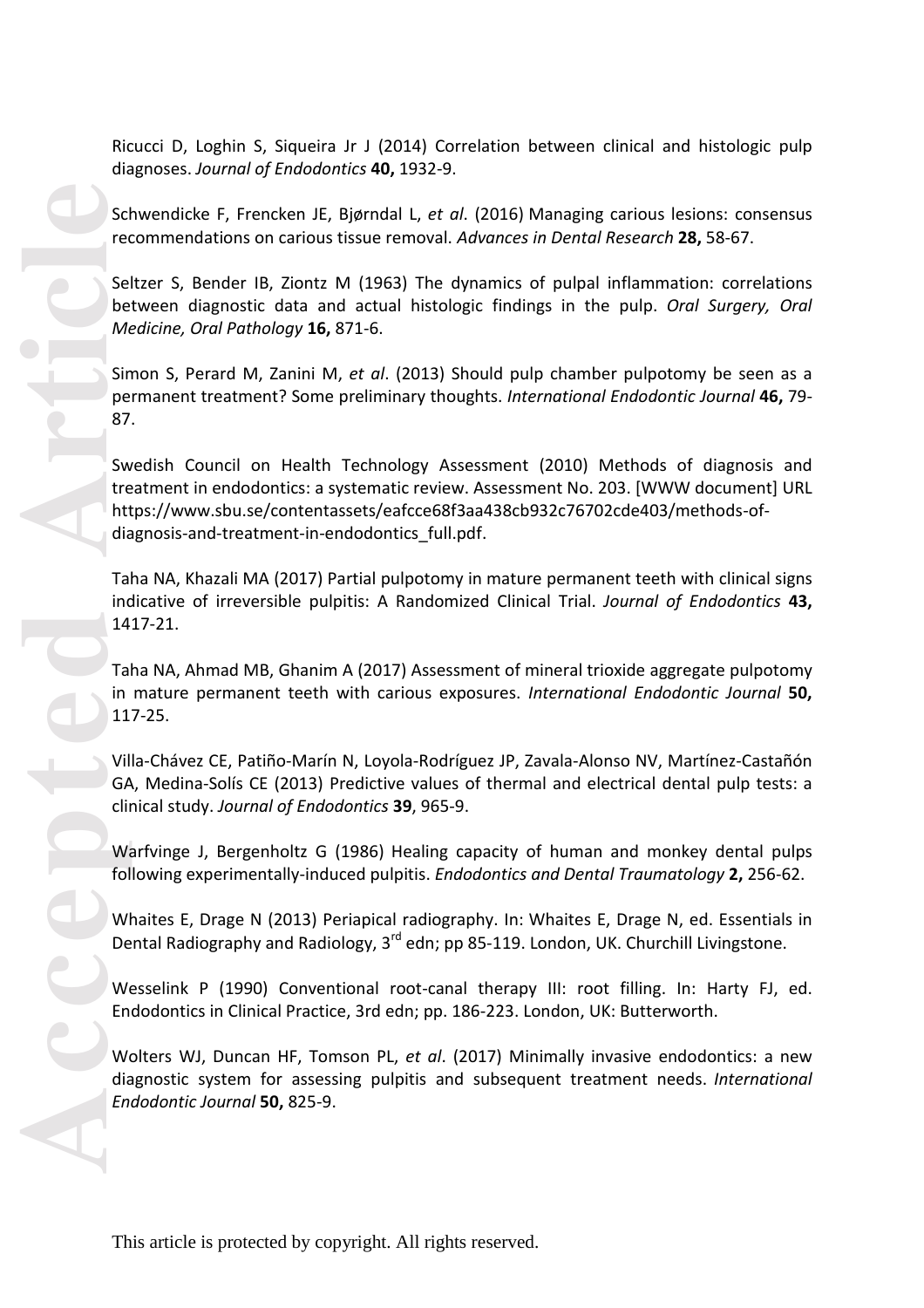Ricucci D, Loghin S, Siqueira Jr J (2014) Correlation between clinical and histologic pulp diagnoses. *Journal of Endodontics* **40,** 1932-9.

Schwendicke F, Frencken JE, Bjørndal L, *et al*. (2016) Managing carious lesions: consensus recommendations on carious tissue removal. *Advances in Dental Research* **28,** 58-67.

Seltzer S, Bender IB, Ziontz M (1963) The dynamics of pulpal inflammation: correlations between diagnostic data and actual histologic findings in the pulp. *Oral Surgery, Oral Medicine, Oral Pathology* **16,** 871-6.

Simon S, Perard M, Zanini M, *et al*. (2013) Should pulp chamber pulpotomy be seen as a permanent treatment? Some preliminary thoughts. *International Endodontic Journal* **46,** 79-87.

Swedish Council on Health Technology Assessment (2010) Methods of diagnosis and treatment in endodontics: a systematic review. Assessment No. 203. [WWW document] URL https://www.sbu.se/contentassets/eafcce68f3aa438cb932c76702cde403/methods-of-diagnosis-and-treatment-in-endodontics_full.pdf.

Taha NA, Khazali MA (2017) Partial pulpotomy in mature permanent teeth with clinical signs indicative of irreversible pulpitis: A Randomized Clinical Trial. *Journal of Endodontics* **43,** 1417-21.

Taha NA, Ahmad MB, Ghanim A (2017) Assessment of mineral trioxide aggregate pulpotomy in mature permanent teeth with carious exposures. *International Endodontic Journal* **50,** 117-25.

Villa-Chávez CE, Patiño-Marín N, Loyola-Rodríguez JP, Zavala-Alonso NV, Martínez-Castañón GA, Medina-Solís CE (2013) Predictive values of thermal and electrical dental pulp tests: a clinical study. *Journal of Endodontics* **39**, 965-9.

Warfvinge J, Bergenholtz G (1986) Healing capacity of human and monkey dental pulps following experimentally-induced pulpitis. *Endodontics and Dental Traumatology* **2,** 256-62.

Whaites E, Drage N (2013) Periapical radiography. In: Whaites E, Drage N, ed. Essentials in Dental Radiography and Radiology, 3rd edn; pp 85-119. London, UK. Churchill Livingstone.

Wesselink P (1990) Conventional root-canal therapy III: root filling. In: Harty FJ, ed. Endodontics in Clinical Practice, 3rd edn; pp. 186-223. London, UK: Butterworth.

Wolters WJ, Duncan HF, Tomson PL, *et al*. (2017) Minimally invasive endodontics: a new diagnostic system for assessing pulpitis and subsequent treatment needs. *International Endodontic Journal* **50,** 825-9.